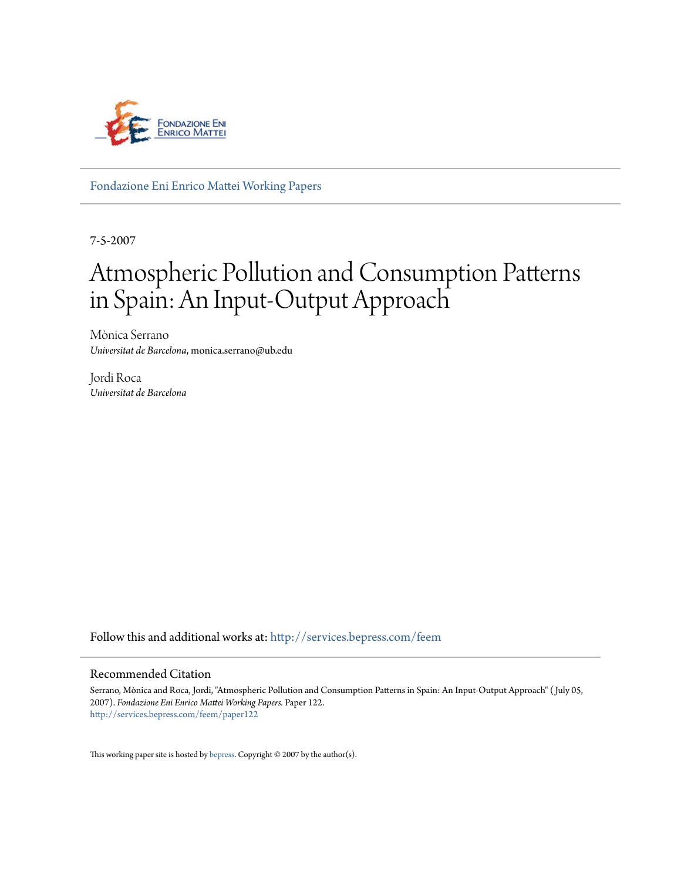Fondazione Eni Enrico Mattei Working Papers

7-5-2007

# Atmospheric Pollution and Consumption Patterns in Spain: An Input-Output Approach

Mònica Serrano
*Universitat de Barcelona*, monica.serrano@ub.edu

Jordi Roca
*Universitat de Barcelona*

Follow this and additional works at: http://services.bepress.com/feem

## Recommended Citation

Serrano, Mònica and Roca, Jordi, "Atmospheric Pollution and Consumption Patterns in Spain: An Input-Output Approach" ( July 05, 2007). *Fondazione Eni Enrico Mattei Working Papers.* Paper 122.
http://services.bepress.com/feem/paper122

This working paper site is hosted by bepress. Copyright © 2007 by the author(s).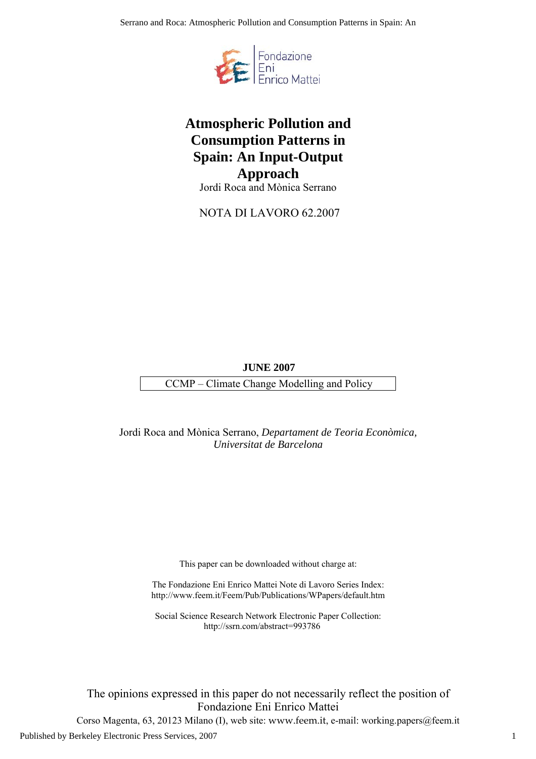# Atmospheric Pollution and Consumption Patterns in Spain: An Input-Output Approach

Jordi Roca and Mònica Serrano

NOTA DI LAVORO 62.2007

**JUNE 2007**

CCMP – Climate Change Modelling and Policy

Jordi Roca and Mònica Serrano, *Departament de Teoria Econòmica, Universitat de Barcelona*

This paper can be downloaded without charge at:

The Fondazione Eni Enrico Mattei Note di Lavoro Series Index:
http://www.feem.it/Feem/Pub/Publications/WPapers/default.htm

Social Science Research Network Electronic Paper Collection:
http://ssrn.com/abstract=993786

The opinions expressed in this paper do not necessarily reflect the position of Fondazione Eni Enrico Mattei

Corso Magenta, 63, 20123 Milano (I), web site: www.feem.it, e-mail: working.papers@feem.it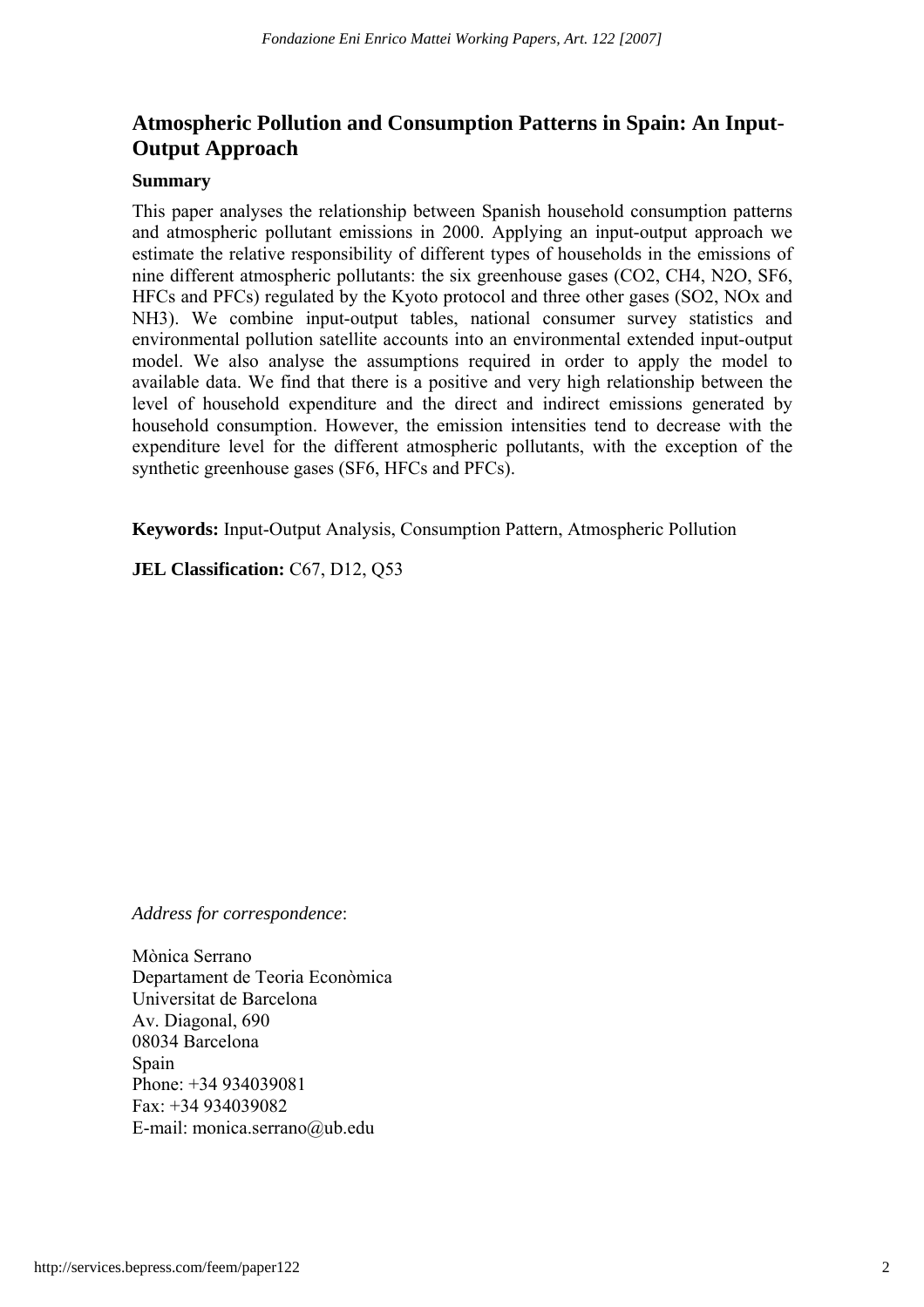## Atmospheric Pollution and Consumption Patterns in Spain: An Input-Output Approach

### Summary

This paper analyses the relationship between Spanish household consumption patterns and atmospheric pollutant emissions in 2000. Applying an input-output approach we estimate the relative responsibility of different types of households in the emissions of nine different atmospheric pollutants: the six greenhouse gases ($CO_2$, $CH_4$, $N_2O$, $SF_6$, HFCs and PFCs) regulated by the Kyoto protocol and three other gases ($SO_2$, $NO_x$ and $NH_3$). We combine input-output tables, national consumer survey statistics and environmental pollution satellite accounts into an environmental extended input-output model. We also analyse the assumptions required in order to apply the model to available data. We find that there is a positive and very high relationship between the level of household expenditure and the direct and indirect emissions generated by household consumption. However, the emission intensities tend to decrease with the expenditure level for the different atmospheric pollutants, with the exception of the synthetic greenhouse gases ($SF_6$, HFCs and PFCs).

**Keywords:** Input-Output Analysis, Consumption Pattern, Atmospheric Pollution

**JEL Classification:** C67, D12, Q53

*Address for correspondence*:

Mònica Serrano
Departament de Teoria Econòmica
Universitat de Barcelona
Av. Diagonal, 690
08034 Barcelona
Spain
Phone: +34 934039081
Fax: +34 934039082
E-mail: monica.serrano@ub.edu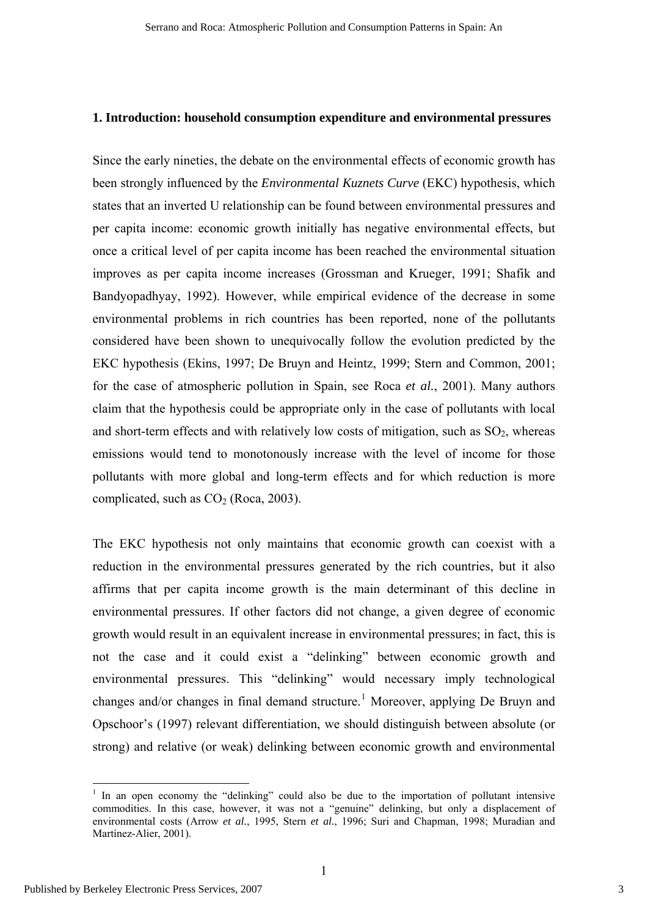## 1. Introduction: household consumption expenditure and environmental pressures

Since the early nineties, the debate on the environmental effects of economic growth has been strongly influenced by the *Environmental Kuznets Curve* (EKC) hypothesis, which states that an inverted U relationship can be found between environmental pressures and per capita income: economic growth initially has negative environmental effects, but once a critical level of per capita income has been reached the environmental situation improves as per capita income increases (Grossman and Krueger, 1991; Shafik and Bandyopadhyay, 1992). However, while empirical evidence of the decrease in some environmental problems in rich countries has been reported, none of the pollutants considered have been shown to unequivocally follow the evolution predicted by the EKC hypothesis (Ekins, 1997; De Bruyn and Heintz, 1999; Stern and Common, 2001; for the case of atmospheric pollution in Spain, see Roca *et al.*, 2001). Many authors claim that the hypothesis could be appropriate only in the case of pollutants with local and short-term effects and with relatively low costs of mitigation, such as $SO_2$, whereas emissions would tend to monotonously increase with the level of income for those pollutants with more global and long-term effects and for which reduction is more complicated, such as $CO_2$ (Roca, 2003).

The EKC hypothesis not only maintains that economic growth can coexist with a reduction in the environmental pressures generated by the rich countries, but it also affirms that per capita income growth is the main determinant of this decline in environmental pressures. If other factors did not change, a given degree of economic growth would result in an equivalent increase in environmental pressures; in fact, this is not the case and it could exist a "delinking" between economic growth and environmental pressures. This "delinking" would necessary imply technological changes and/or changes in final demand structure.[1] Moreover, applying De Bruyn and Opschoor's (1997) relevant differentiation, we should distinguish between absolute (or strong) and relative (or weak) delinking between economic growth and environmental

[1] In an open economy the "delinking" could also be due to the importation of pollutant intensive commodities. In this case, however, it was not a "genuine" delinking, but only a displacement of environmental costs (Arrow *et al.*, 1995, Stern *et al.*, 1996; Suri and Chapman, 1998; Muradian and Martínez-Alier, 2001).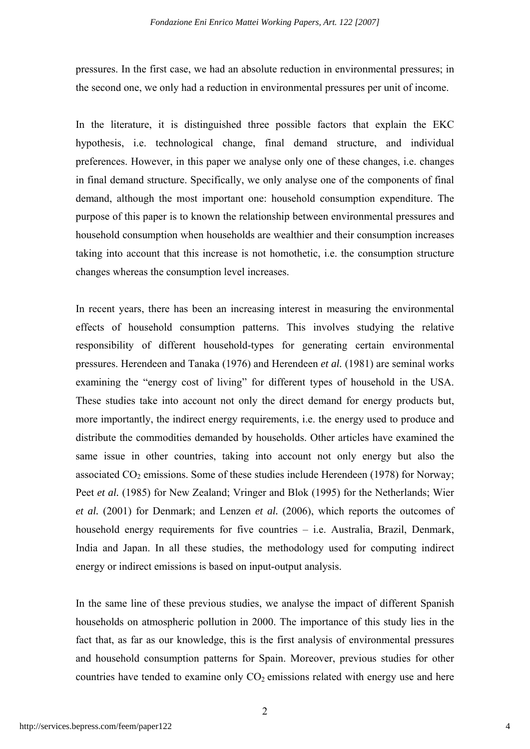pressures. In the first case, we had an absolute reduction in environmental pressures; in the second one, we only had a reduction in environmental pressures per unit of income.

In the literature, it is distinguished three possible factors that explain the EKC hypothesis, i.e. technological change, final demand structure, and individual preferences. However, in this paper we analyse only one of these changes, i.e. changes in final demand structure. Specifically, we only analyse one of the components of final demand, although the most important one: household consumption expenditure. The purpose of this paper is to known the relationship between environmental pressures and household consumption when households are wealthier and their consumption increases taking into account that this increase is not homothetic, i.e. the consumption structure changes whereas the consumption level increases.

In recent years, there has been an increasing interest in measuring the environmental effects of household consumption patterns. This involves studying the relative responsibility of different household-types for generating certain environmental pressures. Herendeen and Tanaka (1976) and Herendeen *et al.* (1981) are seminal works examining the "energy cost of living" for different types of household in the USA. These studies take into account not only the direct demand for energy products but, more importantly, the indirect energy requirements, i.e. the energy used to produce and distribute the commodities demanded by households. Other articles have examined the same issue in other countries, taking into account not only energy but also the associated $CO_2$ emissions. Some of these studies include Herendeen (1978) for Norway; Peet *et al.* (1985) for New Zealand; Vringer and Blok (1995) for the Netherlands; Wier *et al.* (2001) for Denmark; and Lenzen *et al.* (2006), which reports the outcomes of household energy requirements for five countries – i.e. Australia, Brazil, Denmark, India and Japan. In all these studies, the methodology used for computing indirect energy or indirect emissions is based on input-output analysis.

In the same line of these previous studies, we analyse the impact of different Spanish households on atmospheric pollution in 2000. The importance of this study lies in the fact that, as far as our knowledge, this is the first analysis of environmental pressures and household consumption patterns for Spain. Moreover, previous studies for other countries have tended to examine only $CO_2$ emissions related with energy use and here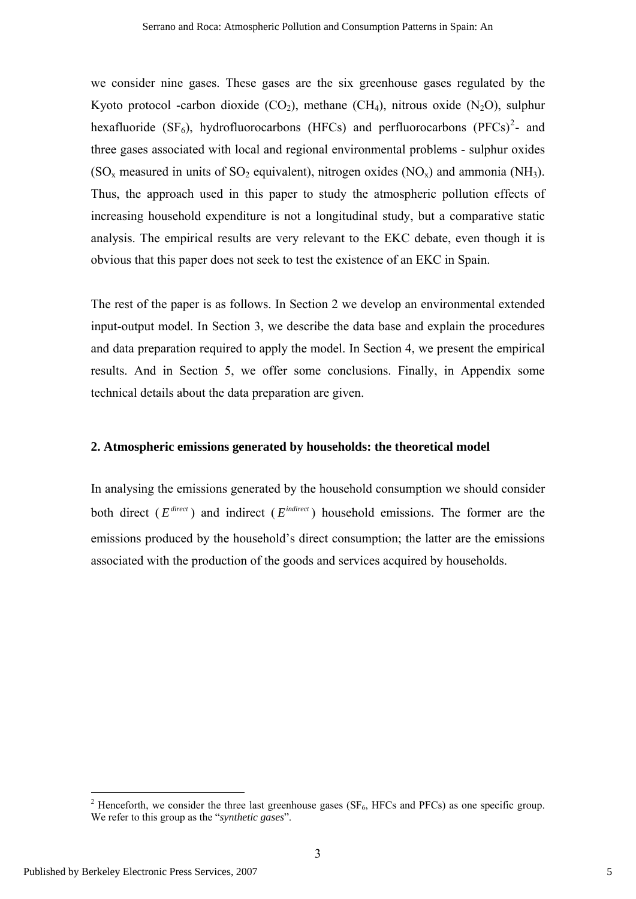we consider nine gases. These gases are the six greenhouse gases regulated by the Kyoto protocol -carbon dioxide ($CO_2$), methane ($CH_4$), nitrous oxide ($N_2O$), sulphur hexafluoride ($SF_6$), hydrofluorocarbons (HFCs) and perfluorocarbons (PFCs)[2]- and three gases associated with local and regional environmental problems - sulphur oxides ($SO_x$ measured in units of $SO_2$ equivalent), nitrogen oxides ($NO_x$) and ammonia ($NH_3$). Thus, the approach used in this paper to study the atmospheric pollution effects of increasing household expenditure is not a longitudinal study, but a comparative static analysis. The empirical results are very relevant to the EKC debate, even though it is obvious that this paper does not seek to test the existence of an EKC in Spain.

The rest of the paper is as follows. In Section 2 we develop an environmental extended input-output model. In Section 3, we describe the data base and explain the procedures and data preparation required to apply the model. In Section 4, we present the empirical results. And in Section 5, we offer some conclusions. Finally, in Appendix some technical details about the data preparation are given.

## 2. Atmospheric emissions generated by households: the theoretical model

In analysing the emissions generated by the household consumption we should consider both direct ($E^{direct}$) and indirect ($E^{indirect}$) household emissions. The former are the emissions produced by the household's direct consumption; the latter are the emissions associated with the production of the goods and services acquired by households.

[2] Henceforth, we consider the three last greenhouse gases ($SF_6$, HFCs and PFCs) as one specific group. We refer to this group as the "*synthetic gases*".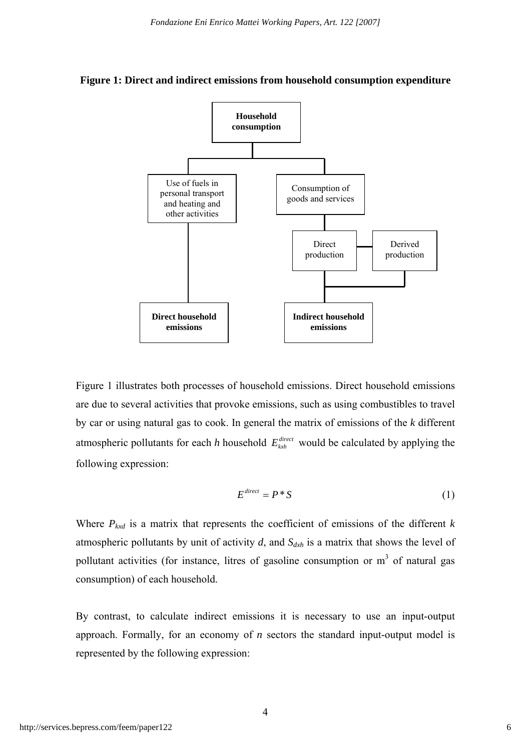**Figure 1: Direct and indirect emissions from household consumption expenditure**

Household consumption

Use of fuels in personal transport and heating and other activities

Consumption of goods and services

Direct production

Derived production

Direct household emissions

Indirect household emissions

Figure 1 illustrates both processes of household emissions. Direct household emissions are due to several activities that provoke emissions, such as using combustibles to travel by car or using natural gas to cook. In general the matrix of emissions of the *k* different atmospheric pollutants for each *h* household $E_{kxh}^{direct}$ would be calculated by applying the following expression:

$$E^{direct} = P * S \tag{1}$$

Where $P_{kxd}$ is a matrix that represents the coefficient of emissions of the different *k* atmospheric pollutants by unit of activity *d*, and $S_{dxh}$ is a matrix that shows the level of pollutant activities (for instance, litres of gasoline consumption or $m^3$ of natural gas consumption) of each household.

By contrast, to calculate indirect emissions it is necessary to use an input-output approach. Formally, for an economy of *n* sectors the standard input-output model is represented by the following expression: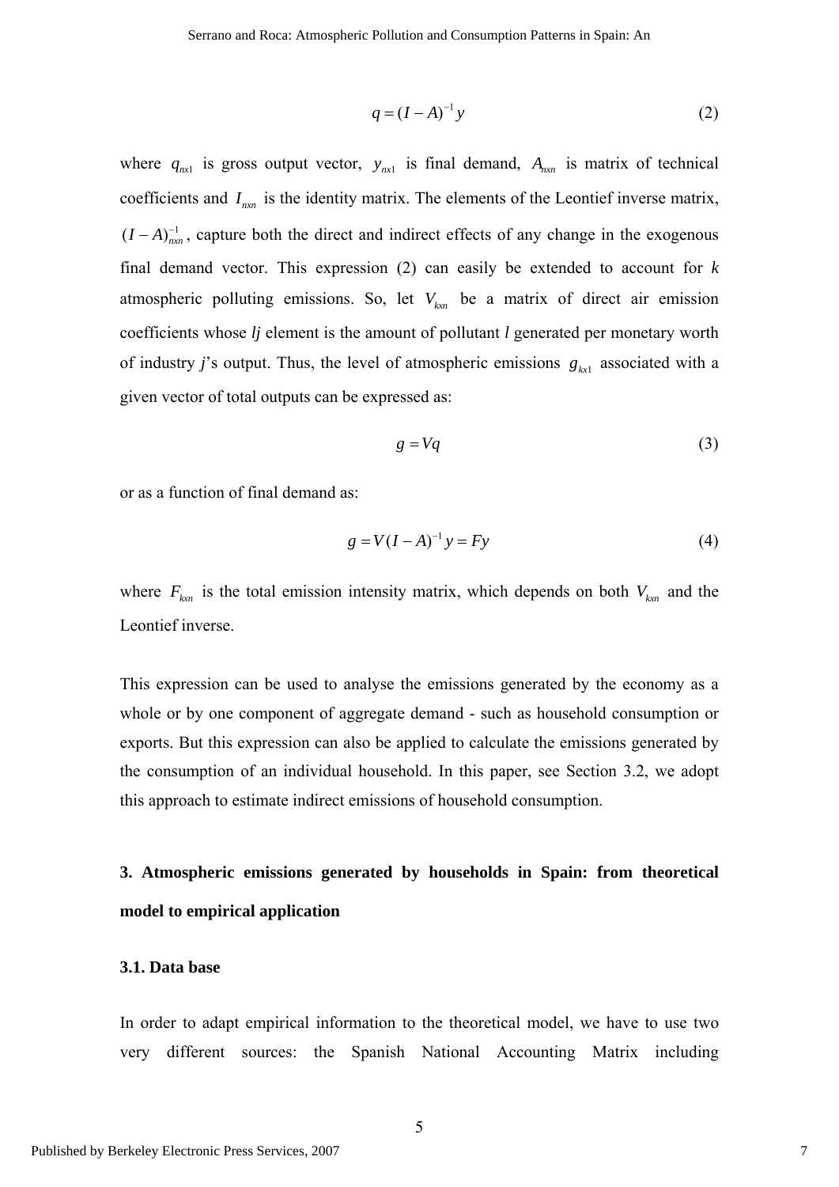$$q = (I - A)^{-1} y \tag{2}$$

where $q_{nx1}$ is gross output vector, $y_{nx1}$ is final demand, $A_{nxn}$ is matrix of technical coefficients and $I_{nxn}$ is the identity matrix. The elements of the Leontief inverse matrix, $(I - A)^{-1}_{nxn}$, capture both the direct and indirect effects of any change in the exogenous final demand vector. This expression (2) can easily be extended to account for *k* atmospheric polluting emissions. So, let $V_{kxn}$ be a matrix of direct air emission coefficients whose *lj* element is the amount of pollutant *l* generated per monetary worth of industry *j*'s output. Thus, the level of atmospheric emissions $g_{kx1}$ associated with a given vector of total outputs can be expressed as:

$$g = Vq \tag{3}$$

or as a function of final demand as:

$$g = V(I - A)^{-1} y = Fy \tag{4}$$

where $F_{kxn}$ is the total emission intensity matrix, which depends on both $V_{kxn}$ and the Leontief inverse.

This expression can be used to analyse the emissions generated by the economy as a whole or by one component of aggregate demand - such as household consumption or exports. But this expression can also be applied to calculate the emissions generated by the consumption of an individual household. In this paper, see Section 3.2, we adopt this approach to estimate indirect emissions of household consumption.

## 3. Atmospheric emissions generated by households in Spain: from theoretical model to empirical application

### 3.1. Data base

In order to adapt empirical information to the theoretical model, we have to use two very different sources: the Spanish National Accounting Matrix including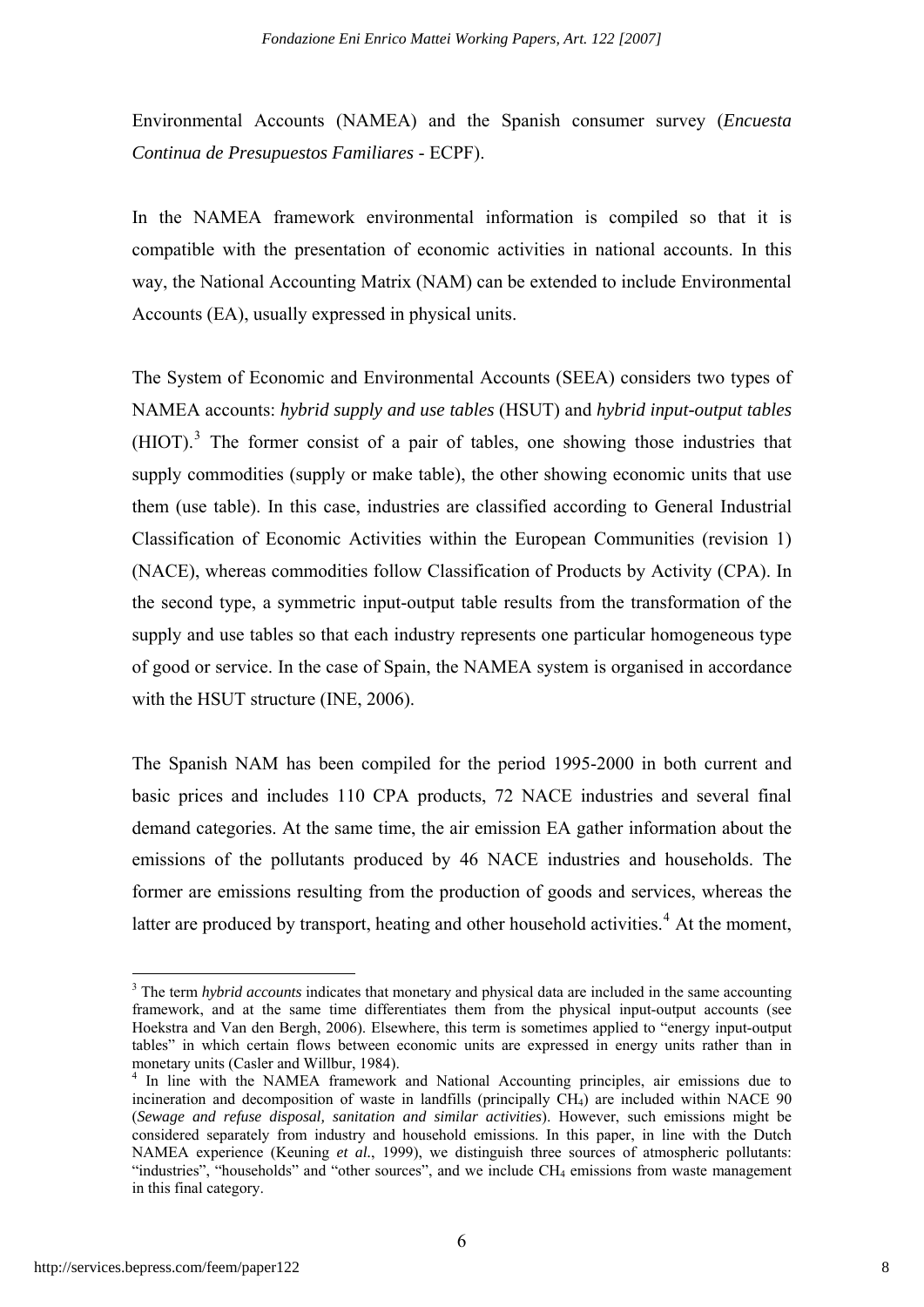Environmental Accounts (NAMEA) and the Spanish consumer survey (*Encuesta Continua de Presupuestos Familiares* - ECPF).

In the NAMEA framework environmental information is compiled so that it is compatible with the presentation of economic activities in national accounts. In this way, the National Accounting Matrix (NAM) can be extended to include Environmental Accounts (EA), usually expressed in physical units.

The System of Economic and Environmental Accounts (SEEA) considers two types of NAMEA accounts: *hybrid supply and use tables* (HSUT) and *hybrid input-output tables* (HIOT).[3] The former consist of a pair of tables, one showing those industries that supply commodities (supply or make table), the other showing economic units that use them (use table). In this case, industries are classified according to General Industrial Classification of Economic Activities within the European Communities (revision 1) (NACE), whereas commodities follow Classification of Products by Activity (CPA). In the second type, a symmetric input-output table results from the transformation of the supply and use tables so that each industry represents one particular homogeneous type of good or service. In the case of Spain, the NAMEA system is organised in accordance with the HSUT structure (INE, 2006).

The Spanish NAM has been compiled for the period 1995-2000 in both current and basic prices and includes 110 CPA products, 72 NACE industries and several final demand categories. At the same time, the air emission EA gather information about the emissions of the pollutants produced by 46 NACE industries and households. The former are emissions resulting from the production of goods and services, whereas the latter are produced by transport, heating and other household activities.[4] At the moment,

---

[3] The term *hybrid accounts* indicates that monetary and physical data are included in the same accounting framework, and at the same time differentiates them from the physical input-output accounts (see Hoekstra and Van den Bergh, 2006). Elsewhere, this term is sometimes applied to "energy input-output tables" in which certain flows between economic units are expressed in energy units rather than in monetary units (Casler and Willbur, 1984).

[4] In line with the NAMEA framework and National Accounting principles, air emissions due to incineration and decomposition of waste in landfills (principally $CH_4$) are included within NACE 90 (*Sewage and refuse disposal, sanitation and similar activities*). However, such emissions might be considered separately from industry and household emissions. In this paper, in line with the Dutch NAMEA experience (Keuning *et al.*, 1999), we distinguish three sources of atmospheric pollutants: "industries", "households" and "other sources", and we include $CH_4$ emissions from waste management in this final category.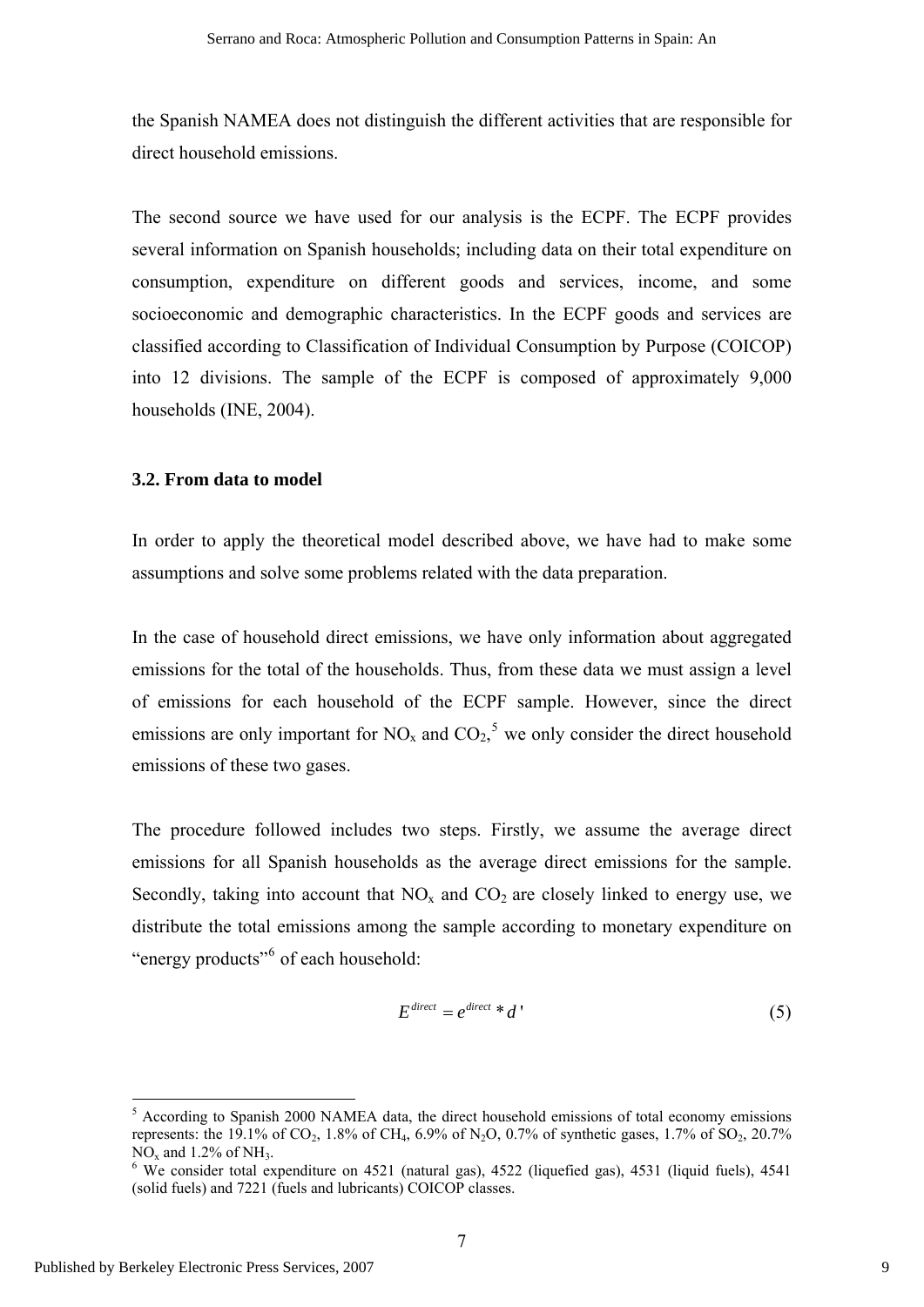the Spanish NAMEA does not distinguish the different activities that are responsible for direct household emissions.

The second source we have used for our analysis is the ECPF. The ECPF provides several information on Spanish households; including data on their total expenditure on consumption, expenditure on different goods and services, income, and some socioeconomic and demographic characteristics. In the ECPF goods and services are classified according to Classification of Individual Consumption by Purpose (COICOP) into 12 divisions. The sample of the ECPF is composed of approximately 9,000 households (INE, 2004).

### 3.2. From data to model

In order to apply the theoretical model described above, we have had to make some assumptions and solve some problems related with the data preparation.

In the case of household direct emissions, we have only information about aggregated emissions for the total of the households. Thus, from these data we must assign a level of emissions for each household of the ECPF sample. However, since the direct emissions are only important for $NO_x$ and $CO_2$,[5] we only consider the direct household emissions of these two gases.

The procedure followed includes two steps. Firstly, we assume the average direct emissions for all Spanish households as the average direct emissions for the sample. Secondly, taking into account that $NO_x$ and $CO_2$ are closely linked to energy use, we distribute the total emissions among the sample according to monetary expenditure on "energy products"[6] of each household:

$$E^{direct} = e^{direct} * d' \tag{5}$$

---

[5] According to Spanish 2000 NAMEA data, the direct household emissions of total economy emissions represents: the 19.1% of $CO_2$, 1.8% of $CH_4$, 6.9% of $N_2O$, 0.7% of synthetic gases, 1.7% of $SO_2$, 20.7% $NO_x$ and 1.2% of $NH_3$.

[6] We consider total expenditure on 4521 (natural gas), 4522 (liquefied gas), 4531 (liquid fuels), 4541 (solid fuels) and 7221 (fuels and lubricants) COICOP classes.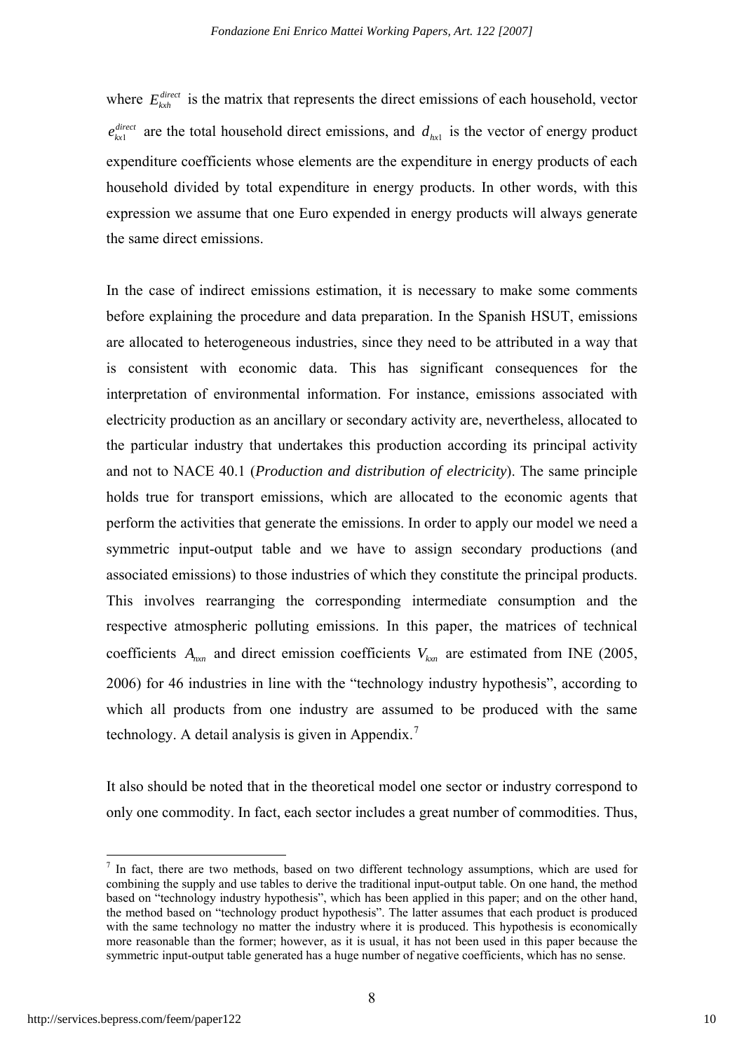where $E_{kxh}^{direct}$ is the matrix that represents the direct emissions of each household, vector $e_{kx1}^{direct}$ are the total household direct emissions, and $d_{hx1}$ is the vector of energy product expenditure coefficients whose elements are the expenditure in energy products of each household divided by total expenditure in energy products. In other words, with this expression we assume that one Euro expended in energy products will always generate the same direct emissions.

In the case of indirect emissions estimation, it is necessary to make some comments before explaining the procedure and data preparation. In the Spanish HSUT, emissions are allocated to heterogeneous industries, since they need to be attributed in a way that is consistent with economic data. This has significant consequences for the interpretation of environmental information. For instance, emissions associated with electricity production as an ancillary or secondary activity are, nevertheless, allocated to the particular industry that undertakes this production according its principal activity and not to NACE 40.1 (*Production and distribution of electricity*). The same principle holds true for transport emissions, which are allocated to the economic agents that perform the activities that generate the emissions. In order to apply our model we need a symmetric input-output table and we have to assign secondary productions (and associated emissions) to those industries of which they constitute the principal products. This involves rearranging the corresponding intermediate consumption and the respective atmospheric polluting emissions. In this paper, the matrices of technical coefficients $A_{nxn}$ and direct emission coefficients $V_{kxn}$ are estimated from INE (2005, 2006) for 46 industries in line with the "technology industry hypothesis", according to which all products from one industry are assumed to be produced with the same technology. A detail analysis is given in Appendix.[7]

It also should be noted that in the theoretical model one sector or industry correspond to only one commodity. In fact, each sector includes a great number of commodities. Thus,

[7] In fact, there are two methods, based on two different technology assumptions, which are used for combining the supply and use tables to derive the traditional input-output table. On one hand, the method based on "technology industry hypothesis", which has been applied in this paper; and on the other hand, the method based on "technology product hypothesis". The latter assumes that each product is produced with the same technology no matter the industry where it is produced. This hypothesis is economically more reasonable than the former; however, as it is usual, it has not been used in this paper because the symmetric input-output table generated has a huge number of negative coefficients, which has no sense.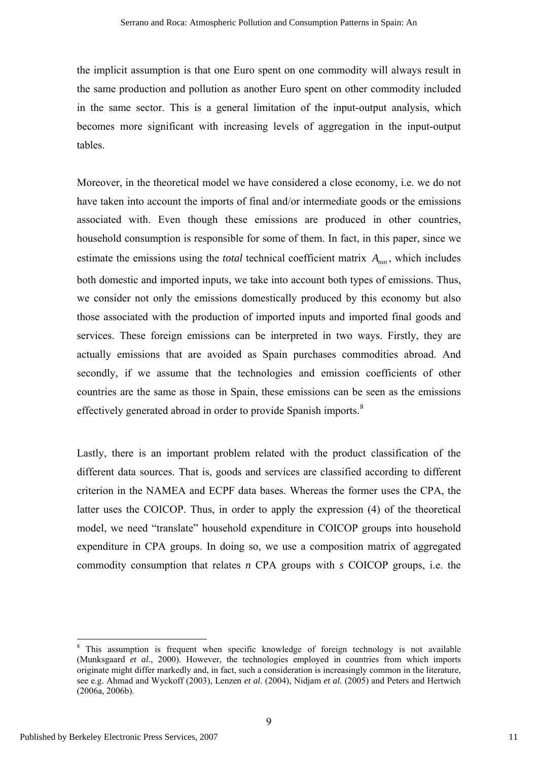the implicit assumption is that one Euro spent on one commodity will always result in the same production and pollution as another Euro spent on other commodity included in the same sector. This is a general limitation of the input-output analysis, which becomes more significant with increasing levels of aggregation in the input-output tables.

Moreover, in the theoretical model we have considered a close economy, i.e. we do not have taken into account the imports of final and/or intermediate goods or the emissions associated with. Even though these emissions are produced in other countries, household consumption is responsible for some of them. In fact, in this paper, since we estimate the emissions using the *total* technical coefficient matrix $A_{nxn}$, which includes both domestic and imported inputs, we take into account both types of emissions. Thus, we consider not only the emissions domestically produced by this economy but also those associated with the production of imported inputs and imported final goods and services. These foreign emissions can be interpreted in two ways. Firstly, they are actually emissions that are avoided as Spain purchases commodities abroad. And secondly, if we assume that the technologies and emission coefficients of other countries are the same as those in Spain, these emissions can be seen as the emissions effectively generated abroad in order to provide Spanish imports.[8]

Lastly, there is an important problem related with the product classification of the different data sources. That is, goods and services are classified according to different criterion in the NAMEA and ECPF data bases. Whereas the former uses the CPA, the latter uses the COICOP. Thus, in order to apply the expression (4) of the theoretical model, we need "translate" household expenditure in COICOP groups into household expenditure in CPA groups. In doing so, we use a composition matrix of aggregated commodity consumption that relates *n* CPA groups with *s* COICOP groups, i.e. the

[8] This assumption is frequent when specific knowledge of foreign technology is not available (Munksgaard *et al.*, 2000). However, the technologies employed in countries from which imports originate might differ markedly and, in fact, such a consideration is increasingly common in the literature, see e.g. Ahmad and Wyckoff (2003), Lenzen *et al*. (2004), Nidjam *et al.* (2005) and Peters and Hertwich (2006a, 2006b).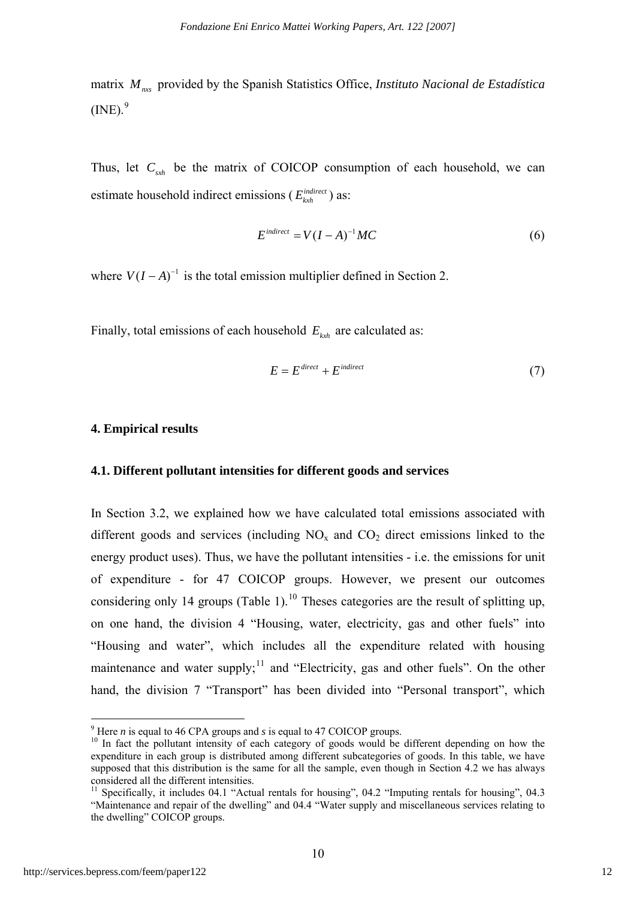matrix $M_{nxs}$ provided by the Spanish Statistics Office, *Instituto Nacional de Estadística* (INE).[9]

Thus, let $C_{sxh}$ be the matrix of COICOP consumption of each household, we can estimate household indirect emissions ($E_{kxh}^{indirect}$) as:

$$E^{indirect} = V(I - A)^{-1}MC \tag{6}$$

where $V(I - A)^{-1}$ is the total emission multiplier defined in Section 2.

Finally, total emissions of each household $E_{kxh}$ are calculated as:

$$E = E^{direct} + E^{indirect} \tag{7}$$

## 4. Empirical results

### 4.1. Different pollutant intensities for different goods and services

In Section 3.2, we explained how we have calculated total emissions associated with different goods and services (including $NO_x$ and $CO_2$ direct emissions linked to the energy product uses). Thus, we have the pollutant intensities - i.e. the emissions for unit of expenditure - for 47 COICOP groups. However, we present our outcomes considering only 14 groups (Table 1).[10] Theses categories are the result of splitting up, on one hand, the division 4 "Housing, water, electricity, gas and other fuels" into "Housing and water", which includes all the expenditure related with housing maintenance and water supply;[11] and "Electricity, gas and other fuels". On the other hand, the division 7 "Transport" has been divided into "Personal transport", which

---

[9] Here *n* is equal to 46 CPA groups and *s* is equal to 47 COICOP groups.

[10] In fact the pollutant intensity of each category of goods would be different depending on how the expenditure in each group is distributed among different subcategories of goods. In this table, we have supposed that this distribution is the same for all the sample, even though in Section 4.2 we has always considered all the different intensities.

[11] Specifically, it includes 04.1 "Actual rentals for housing", 04.2 "Imputing rentals for housing", 04.3 "Maintenance and repair of the dwelling" and 04.4 "Water supply and miscellaneous services relating to the dwelling" COICOP groups.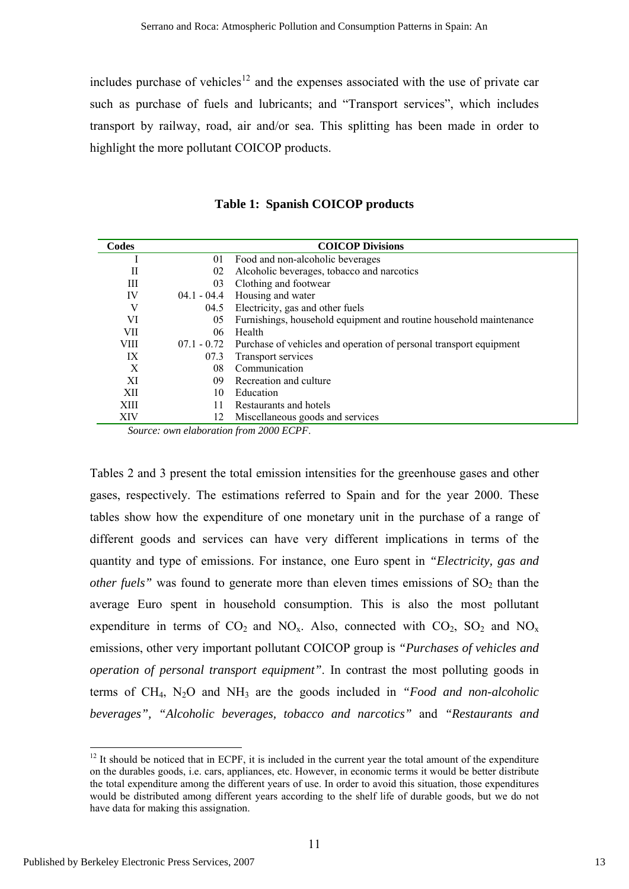includes purchase of vehicles[12] and the expenses associated with the use of private car such as purchase of fuels and lubricants; and "Transport services", which includes transport by railway, road, air and/or sea. This splitting has been made in order to highlight the more pollutant COICOP products.

**Table 1: Spanish COICOP products**

| Codes | | COICOP Divisions |
|---|---|---|
| I | 01 | Food and non-alcoholic beverages |
| II | 02 | Alcoholic beverages, tobacco and narcotics |
| III | 03 | Clothing and footwear |
| IV | 04.1 - 04.4 | Housing and water |
| V | 04.5 | Electricity, gas and other fuels |
| VI | 05 | Furnishings, household equipment and routine household maintenance |
| VII | 06 | Health |
| VIII | 07.1 - 0.72 | Purchase of vehicles and operation of personal transport equipment |
| IX | 07.3 | Transport services |
| X | 08 | Communication |
| XI | 09 | Recreation and culture |
| XII | 10 | Education |
| XIII | 11 | Restaurants and hotels |
| XIV | 12 | Miscellaneous goods and services |

*Source: own elaboration from 2000 ECPF.*

Tables 2 and 3 present the total emission intensities for the greenhouse gases and other gases, respectively. The estimations referred to Spain and for the year 2000. These tables show how the expenditure of one monetary unit in the purchase of a range of different goods and services can have very different implications in terms of the quantity and type of emissions. For instance, one Euro spent in *"Electricity, gas and other fuels"* was found to generate more than eleven times emissions of $SO_2$ than the average Euro spent in household consumption. This is also the most pollutant expenditure in terms of $CO_2$ and $NO_x$. Also, connected with $CO_2$, $SO_2$ and $NO_x$ emissions, other very important pollutant COICOP group is *"Purchases of vehicles and operation of personal transport equipment"*. In contrast the most polluting goods in terms of $CH_4$, $N_2O$ and $NH_3$ are the goods included in *"Food and non-alcoholic beverages", "Alcoholic beverages, tobacco and narcotics"* and *"Restaurants and*

[12] It should be noticed that in ECPF, it is included in the current year the total amount of the expenditure on the durables goods, i.e. cars, appliances, etc. However, in economic terms it would be better distribute the total expenditure among the different years of use. In order to avoid this situation, those expenditures would be distributed among different years according to the shelf life of durable goods, but we do not have data for making this assignation.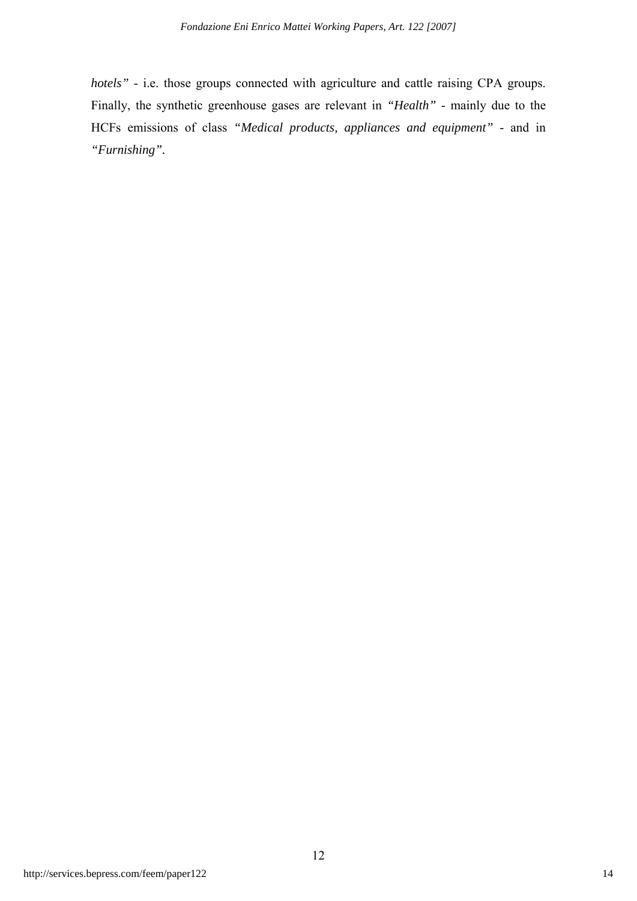*hotels”* - i.e. those groups connected with agriculture and cattle raising CPA groups. Finally, the synthetic greenhouse gases are relevant in *“Health”* - mainly due to the HCFs emissions of class *“Medical products, appliances and equipment”* - and in *“Furnishing”*.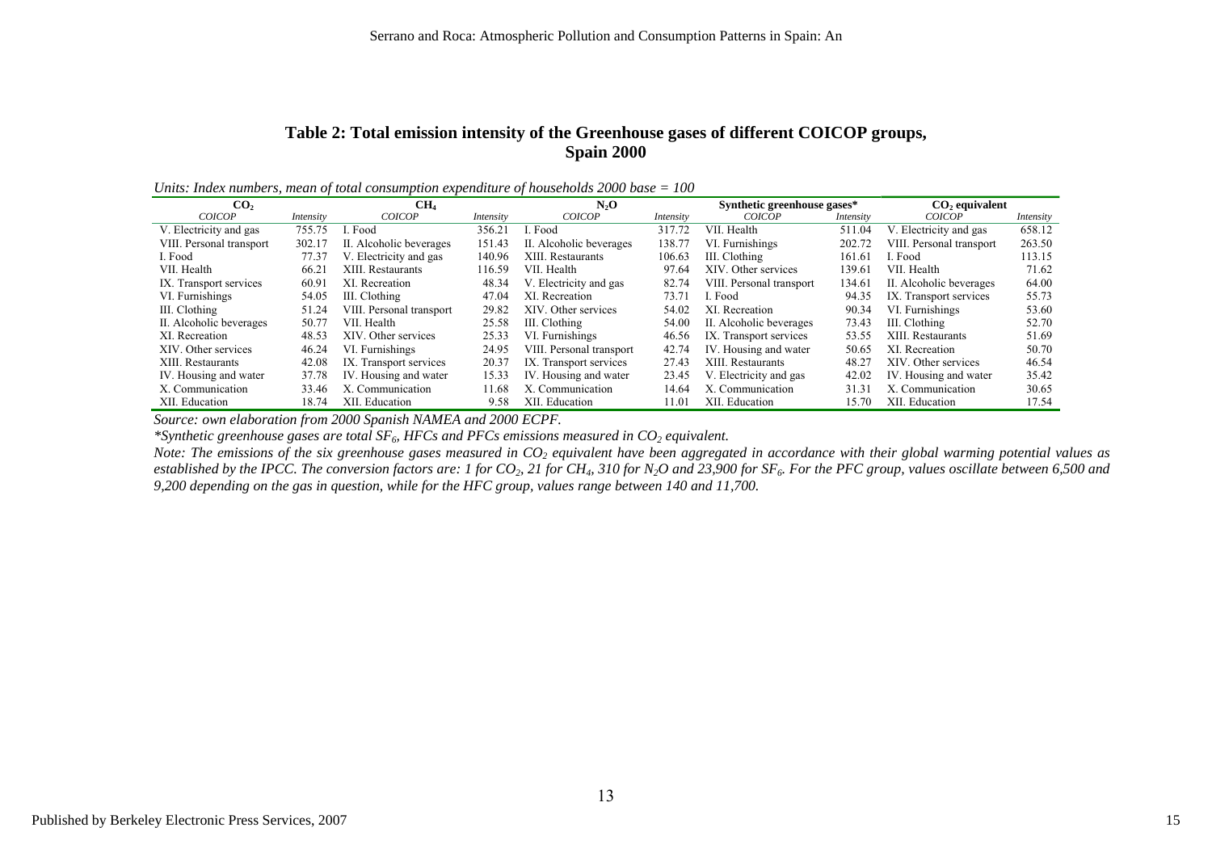**Table 2: Total emission intensity of the Greenhouse gases of different COICOP groups, Spain 2000**

*Units: Index numbers, mean of total consumption expenditure of households 2000 base = 100*

| $CO_2$ | | $CH_4$ | | $N_2O$ | | Synthetic greenhouse gases* | | $CO_2$ equivalent | |
|---|---|---|---|---|---|---|---|---|---|
| *COICOP* | *Intensity* | *COICOP* | *Intensity* | *COICOP* | *Intensity* | *COICOP* | *Intensity* | *COICOP* | *Intensity* |
| V. Electricity and gas | 755.75 | I. Food | 356.21 | I. Food | 317.72 | VII. Health | 511.04 | V. Electricity and gas | 658.12 |
| VIII. Personal transport | 302.17 | II. Alcoholic beverages | 151.43 | II. Alcoholic beverages | 138.77 | VI. Furnishings | 202.72 | VIII. Personal transport | 263.50 |
| I. Food | 77.37 | V. Electricity and gas | 140.96 | XIII. Restaurants | 106.63 | III. Clothing | 161.61 | I. Food | 113.15 |
| VII. Health | 66.21 | XIII. Restaurants | 116.59 | VII. Health | 97.64 | XIV. Other services | 139.61 | VII. Health | 71.62 |
| IX. Transport services | 60.91 | XI. Recreation | 48.34 | V. Electricity and gas | 82.74 | VIII. Personal transport | 134.61 | II. Alcoholic beverages | 64.00 |
| VI. Furnishings | 54.05 | III. Clothing | 47.04 | XI. Recreation | 73.71 | I. Food | 94.35 | IX. Transport services | 55.73 |
| III. Clothing | 51.24 | VIII. Personal transport | 29.82 | XIV. Other services | 54.02 | XI. Recreation | 90.34 | VI. Furnishings | 53.60 |
| II. Alcoholic beverages | 50.77 | VII. Health | 25.58 | III. Clothing | 54.00 | II. Alcoholic beverages | 73.43 | III. Clothing | 52.70 |
| XI. Recreation | 48.53 | XIV. Other services | 25.33 | VI. Furnishings | 46.56 | IX. Transport services | 53.55 | XIII. Restaurants | 51.69 |
| XIV. Other services | 46.24 | VI. Furnishings | 24.95 | VIII. Personal transport | 42.74 | IV. Housing and water | 50.65 | XI. Recreation | 50.70 |
| XIII. Restaurants | 42.08 | IX. Transport services | 20.37 | IX. Transport services | 27.43 | XIII. Restaurants | 48.27 | XIV. Other services | 46.54 |
| IV. Housing and water | 37.78 | IV. Housing and water | 15.33 | IV. Housing and water | 23.45 | V. Electricity and gas | 42.02 | IV. Housing and water | 35.42 |
| X. Communication | 33.46 | X. Communication | 11.68 | X. Communication | 14.64 | X. Communication | 31.31 | X. Communication | 30.65 |
| XII. Education | 18.74 | XII. Education | 9.58 | XII. Education | 11.01 | XII. Education | 15.70 | XII. Education | 17.54 |

*Source: own elaboration from 2000 Spanish NAMEA and 2000 ECPF.*

*\*Synthetic greenhouse gases are total $SF_6$, HFCs and PFCs emissions measured in $CO_2$ equivalent.*

*Note: The emissions of the six greenhouse gases measured in $CO_2$ equivalent have been aggregated in accordance with their global warming potential values as established by the IPCC. The conversion factors are: 1 for $CO_2$, 21 for $CH_4$, 310 for $N_2O$ and 23,900 for $SF_6$. For the PFC group, values oscillate between 6,500 and 9,200 depending on the gas in question, while for the HFC group, values range between 140 and 11,700.*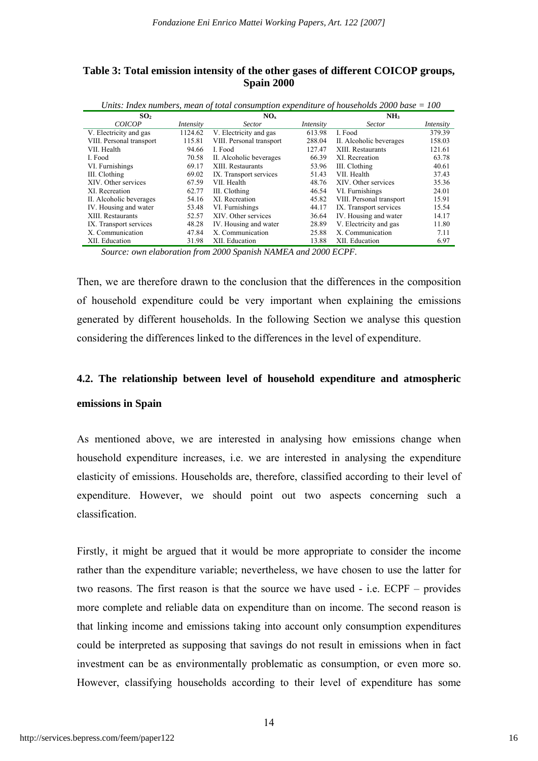**Table 3: Total emission intensity of the other gases of different COICOP groups, Spain 2000**

*Units: Index numbers, mean of total consumption expenditure of households 2000 base = 100*

| $SO_2$ | | $NO_x$ | | $NH_3$ | |
|---|---|---|---|---|---|
| *COICOP* | *Intensity* | *Sector* | *Intensity* | *Sector* | *Intensity* |
| V. Electricity and gas | 1124.62 | V. Electricity and gas | 613.98 | I. Food | 379.39 |
| VIII. Personal transport | 115.81 | VIII. Personal transport | 288.04 | II. Alcoholic beverages | 158.03 |
| VII. Health | 94.66 | I. Food | 127.47 | XIII. Restaurants | 121.61 |
| I. Food | 70.58 | II. Alcoholic beverages | 66.39 | XI. Recreation | 63.78 |
| VI. Furnishings | 69.17 | XIII. Restaurants | 53.96 | III. Clothing | 40.61 |
| III. Clothing | 69.02 | IX. Transport services | 51.43 | VII. Health | 37.43 |
| XIV. Other services | 67.59 | VII. Health | 48.76 | XIV. Other services | 35.36 |
| XI. Recreation | 62.77 | III. Clothing | 46.54 | VI. Furnishings | 24.01 |
| II. Alcoholic beverages | 54.16 | XI. Recreation | 45.82 | VIII. Personal transport | 15.91 |
| IV. Housing and water | 53.48 | VI. Furnishings | 44.17 | IX. Transport services | 15.54 |
| XIII. Restaurants | 52.57 | XIV. Other services | 36.64 | IV. Housing and water | 14.17 |
| IX. Transport services | 48.28 | IV. Housing and water | 28.89 | V. Electricity and gas | 11.80 |
| X. Communication | 47.84 | X. Communication | 25.88 | X. Communication | 7.11 |
| XII. Education | 31.98 | XII. Education | 13.88 | XII. Education | 6.97 |

*Source: own elaboration from 2000 Spanish NAMEA and 2000 ECPF.*

Then, we are therefore drawn to the conclusion that the differences in the composition of household expenditure could be very important when explaining the emissions generated by different households. In the following Section we analyse this question considering the differences linked to the differences in the level of expenditure.

### 4.2. The relationship between level of household expenditure and atmospheric emissions in Spain

As mentioned above, we are interested in analysing how emissions change when household expenditure increases, i.e. we are interested in analysing the expenditure elasticity of emissions. Households are, therefore, classified according to their level of expenditure. However, we should point out two aspects concerning such a classification.

Firstly, it might be argued that it would be more appropriate to consider the income rather than the expenditure variable; nevertheless, we have chosen to use the latter for two reasons. The first reason is that the source we have used - i.e. ECPF – provides more complete and reliable data on expenditure than on income. The second reason is that linking income and emissions taking into account only consumption expenditures could be interpreted as supposing that savings do not result in emissions when in fact investment can be as environmentally problematic as consumption, or even more so. However, classifying households according to their level of expenditure has some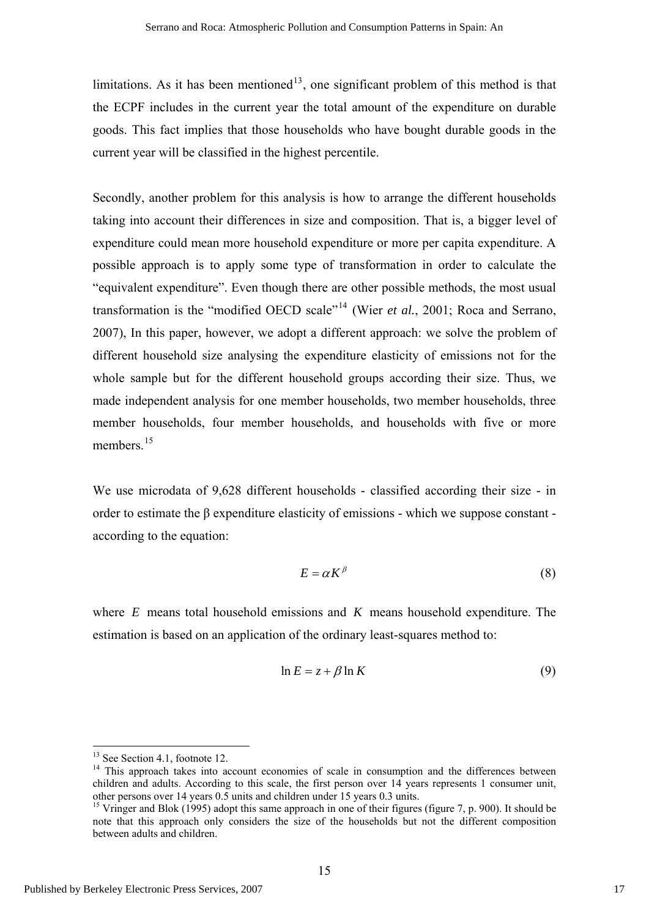limitations. As it has been mentioned[13], one significant problem of this method is that the ECPF includes in the current year the total amount of the expenditure on durable goods. This fact implies that those households who have bought durable goods in the current year will be classified in the highest percentile.

Secondly, another problem for this analysis is how to arrange the different households taking into account their differences in size and composition. That is, a bigger level of expenditure could mean more household expenditure or more per capita expenditure. A possible approach is to apply some type of transformation in order to calculate the "equivalent expenditure". Even though there are other possible methods, the most usual transformation is the "modified OECD scale"[14] (Wier *et al.*, 2001; Roca and Serrano, 2007), In this paper, however, we adopt a different approach: we solve the problem of different household size analysing the expenditure elasticity of emissions not for the whole sample but for the different household groups according their size. Thus, we made independent analysis for one member households, two member households, three member households, four member households, and households with five or more members.[15]

We use microdata of 9,628 different households - classified according their size - in order to estimate the β expenditure elasticity of emissions - which we suppose constant - according to the equation:

$$E = \alpha K^{\beta} \tag{8}$$

where $E$ means total household emissions and $K$ means household expenditure. The estimation is based on an application of the ordinary least-squares method to:

$$\ln E = z + \beta \ln K \tag{9}$$

---

[13] See Section 4.1, footnote 12.

[14] This approach takes into account economies of scale in consumption and the differences between children and adults. According to this scale, the first person over 14 years represents 1 consumer unit, other persons over 14 years 0.5 units and children under 15 years 0.3 units.

[15] Vringer and Blok (1995) adopt this same approach in one of their figures (figure 7, p. 900). It should be note that this approach only considers the size of the households but not the different composition between adults and children.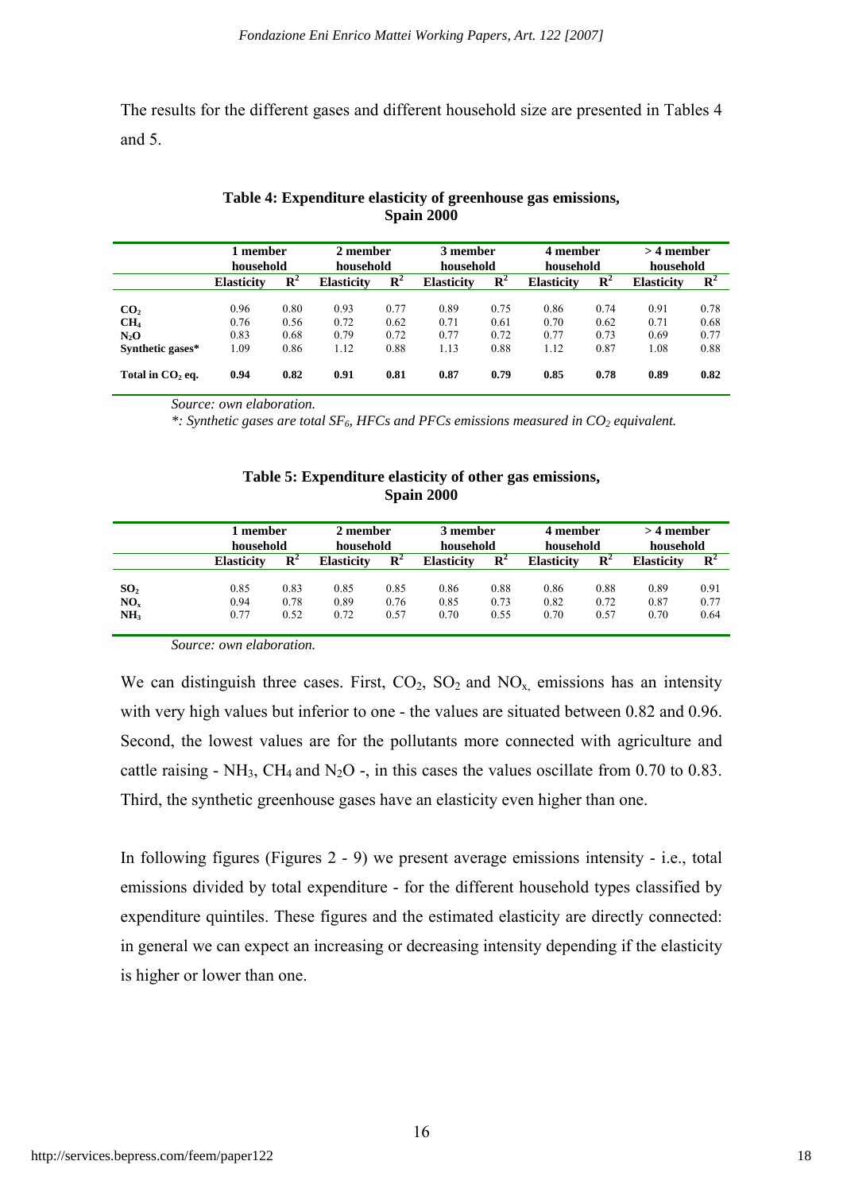The results for the different gases and different household size are presented in Tables 4 and 5.

**Table 4: Expenditure elasticity of greenhouse gas emissions, Spain 2000**

| | 1 member household | | 2 member household | | 3 member household | | 4 member household | | > 4 member household | |
|---|---|---|---|---|---|---|---|---|---|---|
| | **Elasticity** | $R^2$ | **Elasticity** | $R^2$ | **Elasticity** | $R^2$ | **Elasticity** | $R^2$ | **Elasticity** | $R^2$ |
| $CO_2$ | 0.96 | 0.80 | 0.93 | 0.77 | 0.89 | 0.75 | 0.86 | 0.74 | 0.91 | 0.78 |
| $CH_4$ | 0.76 | 0.56 | 0.72 | 0.62 | 0.71 | 0.61 | 0.70 | 0.62 | 0.71 | 0.68 |
| $N_2O$ | 0.83 | 0.68 | 0.79 | 0.72 | 0.77 | 0.72 | 0.77 | 0.73 | 0.69 | 0.77 |
| **Synthetic gases*** | 1.09 | 0.86 | 1.12 | 0.88 | 1.13 | 0.88 | 1.12 | 0.87 | 1.08 | 0.88 |
| **Total in $CO_2$ eq.** | **0.94** | **0.82** | **0.91** | **0.81** | **0.87** | **0.79** | **0.85** | **0.78** | **0.89** | **0.82** |

*Source: own elaboration.*

*\*: Synthetic gases are total $SF_6$, HFCs and PFCs emissions measured in $CO_2$ equivalent.*

**Table 5: Expenditure elasticity of other gas emissions, Spain 2000**

| | 1 member household | | 2 member household | | 3 member household | | 4 member household | | > 4 member household | |
|---|---|---|---|---|---|---|---|---|---|---|
| | **Elasticity** | $R^2$ | **Elasticity** | $R^2$ | **Elasticity** | $R^2$ | **Elasticity** | $R^2$ | **Elasticity** | $R^2$ |
| $SO_2$ | 0.85 | 0.83 | 0.85 | 0.85 | 0.86 | 0.88 | 0.86 | 0.88 | 0.89 | 0.91 |
| $NO_x$ | 0.94 | 0.78 | 0.89 | 0.76 | 0.85 | 0.73 | 0.82 | 0.72 | 0.87 | 0.77 |
| $NH_3$ | 0.77 | 0.52 | 0.72 | 0.57 | 0.70 | 0.55 | 0.70 | 0.57 | 0.70 | 0.64 |

*Source: own elaboration.*

We can distinguish three cases. First, $CO_2$, $SO_2$ and $NO_x$, emissions has an intensity with very high values but inferior to one - the values are situated between 0.82 and 0.96. Second, the lowest values are for the pollutants more connected with agriculture and cattle raising - $NH_3$, $CH_4$ and $N_2O$ -, in this cases the values oscillate from 0.70 to 0.83. Third, the synthetic greenhouse gases have an elasticity even higher than one.

In following figures (Figures 2 - 9) we present average emissions intensity - i.e., total emissions divided by total expenditure - for the different household types classified by expenditure quintiles. These figures and the estimated elasticity are directly connected: in general we can expect an increasing or decreasing intensity depending if the elasticity is higher or lower than one.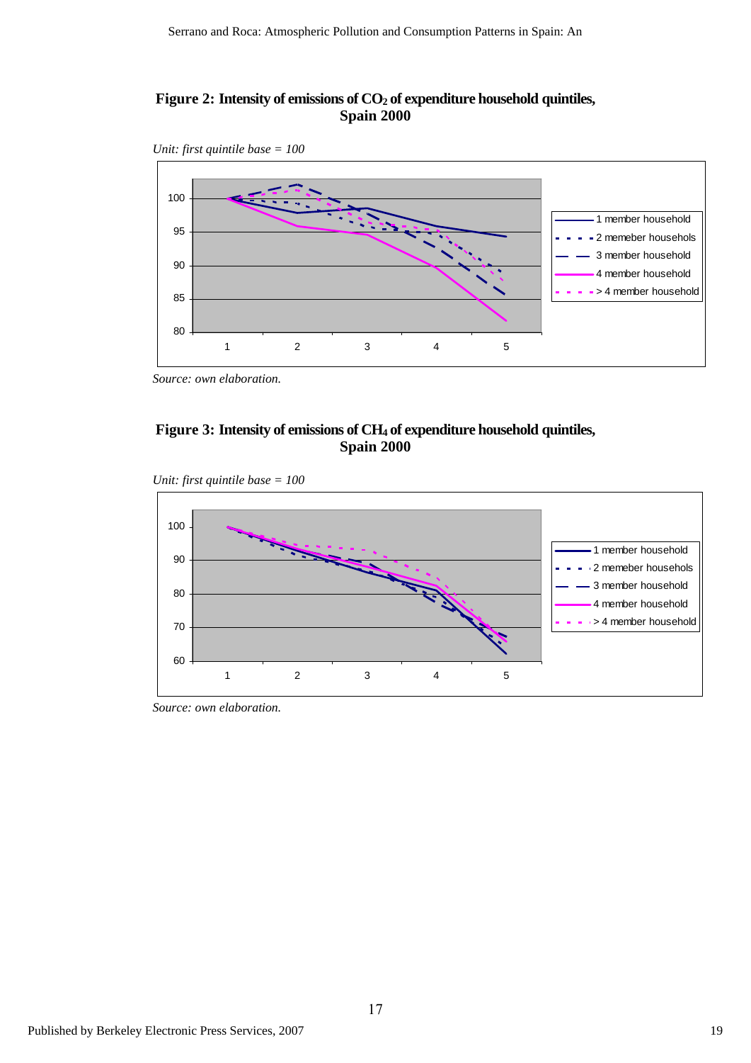**Figure 2: Intensity of emissions of $CO_2$ of expenditure household quintiles, Spain 2000**

*Unit: first quintile base = 100*

100
95
90
85
80

1 2 3 4 5

1 member household
2 memeber househols
3 member household
4 member household
> 4 member household

*Source: own elaboration.*

**Figure 3: Intensity of emissions of $CH_4$ of expenditure household quintiles, Spain 2000**

*Unit: first quintile base = 100*

100
90
80
70
60

1 2 3 4 5

1 member household
2 memeber househols
3 member household
4 member household
> 4 member household

*Source: own elaboration.*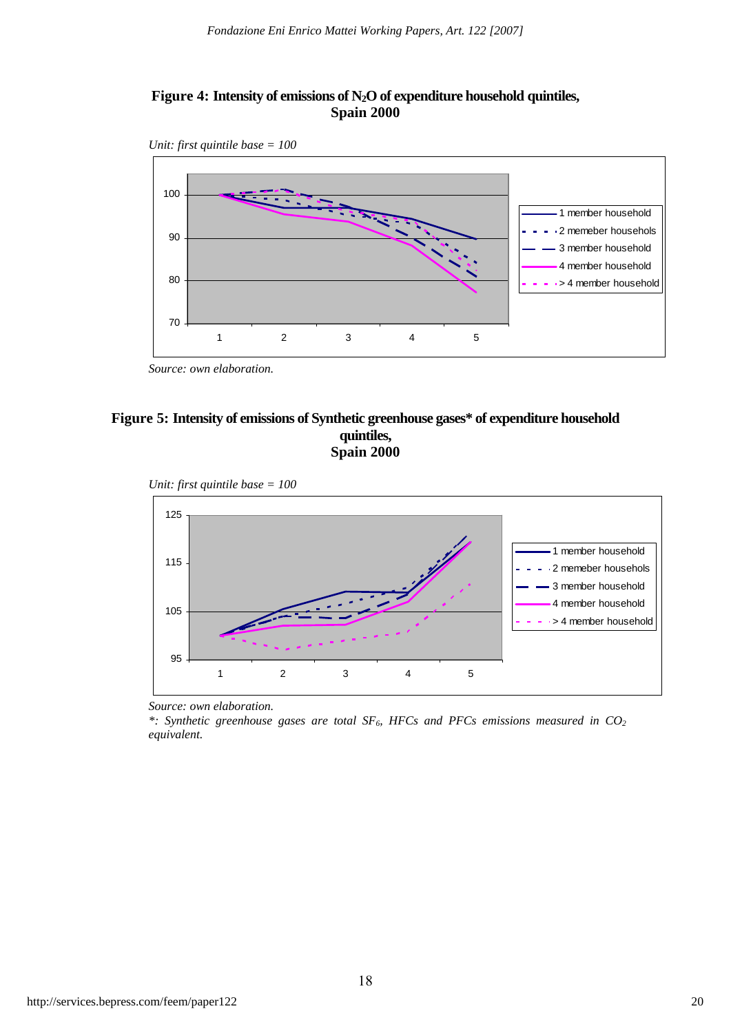**Figure 4: Intensity of emissions of $N_2O$ of expenditure household quintiles, Spain 2000**

*Unit: first quintile base = 100*

*Source: own elaboration.*

**Figure 5: Intensity of emissions of Synthetic greenhouse gases* of expenditure household quintiles, Spain 2000**

*Unit: first quintile base = 100*

*Source: own elaboration.*

**: Synthetic greenhouse gases are total $SF_6$, HFCs and PFCs emissions measured in $CO_2$ equivalent.*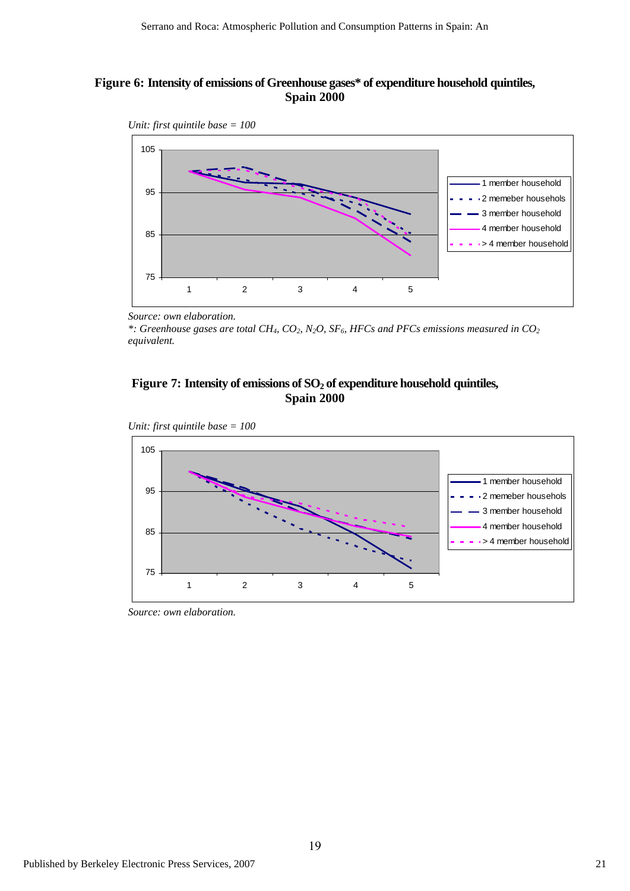**Figure 6: Intensity of emissions of Greenhouse gases* of expenditure household quintiles, Spain 2000**

*Unit: first quintile base = 100*

105
95
85
75
1 2 3 4 5

1 member household
2 memeber househols
3 member household
4 member household
> 4 member household

*Source: own elaboration.*

*: *Greenhouse gases are total $CH_4$, $CO_2$, $N_2O$, $SF_6$, HFCs and PFCs emissions measured in $CO_2$ equivalent.*

**Figure 7: Intensity of emissions of $SO_2$ of expenditure household quintiles, Spain 2000**

*Unit: first quintile base = 100*

105
95
85
75
1 2 3 4 5

1 member household
2 memeber househols
3 member household
4 member household
> 4 member household

*Source: own elaboration.*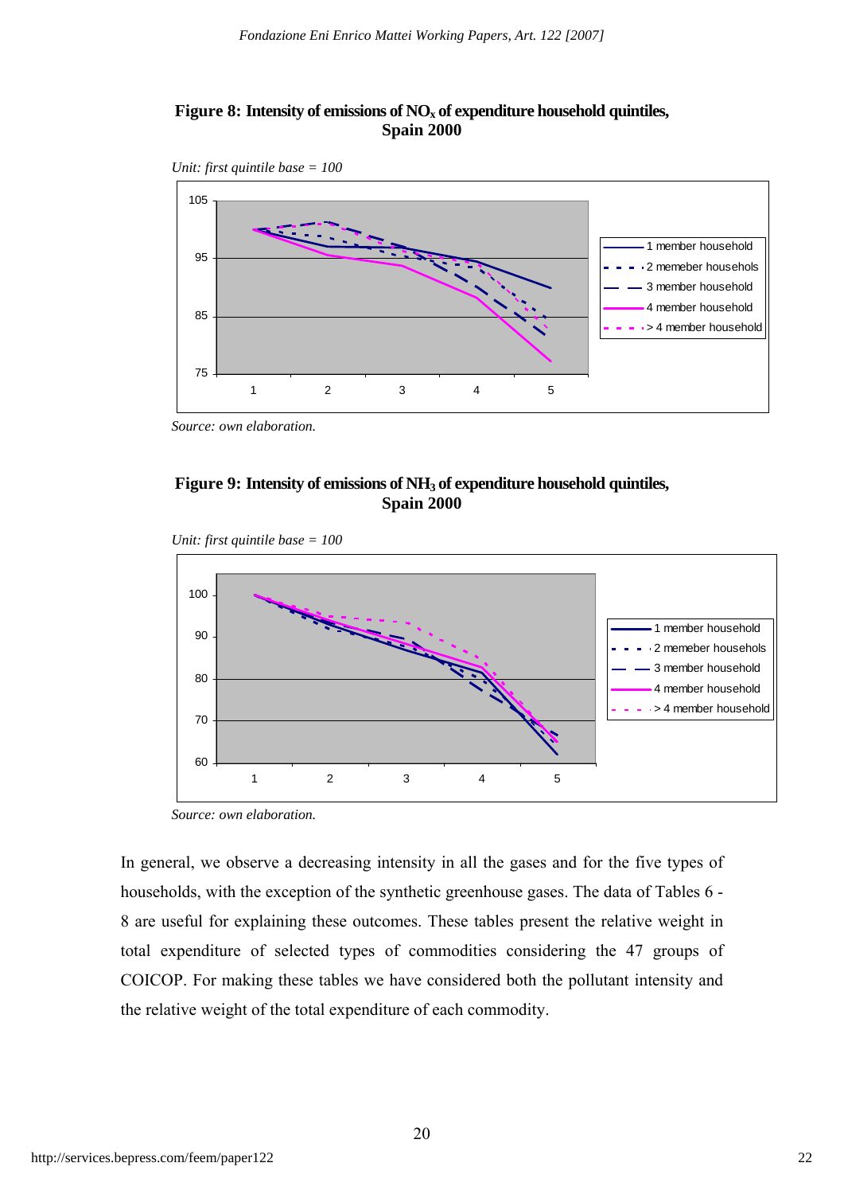**Figure 8: Intensity of emissions of $NO_x$ of expenditure household quintiles, Spain 2000**

*Unit: first quintile base = 100*

105
95
85
75
1 2 3 4 5

1 member household
2 memeber househols
3 member household
4 member household
> 4 member household

*Source: own elaboration.*

**Figure 9: Intensity of emissions of $NH_3$ of expenditure household quintiles, Spain 2000**

*Unit: first quintile base = 100*

100
90
80
70
60
1 2 3 4 5

1 member household
2 memeber househols
3 member household
4 member household
> 4 member household

*Source: own elaboration.*

In general, we observe a decreasing intensity in all the gases and for the five types of households, with the exception of the synthetic greenhouse gases. The data of Tables 6 - 8 are useful for explaining these outcomes. These tables present the relative weight in total expenditure of selected types of commodities considering the 47 groups of COICOP. For making these tables we have considered both the pollutant intensity and the relative weight of the total expenditure of each commodity.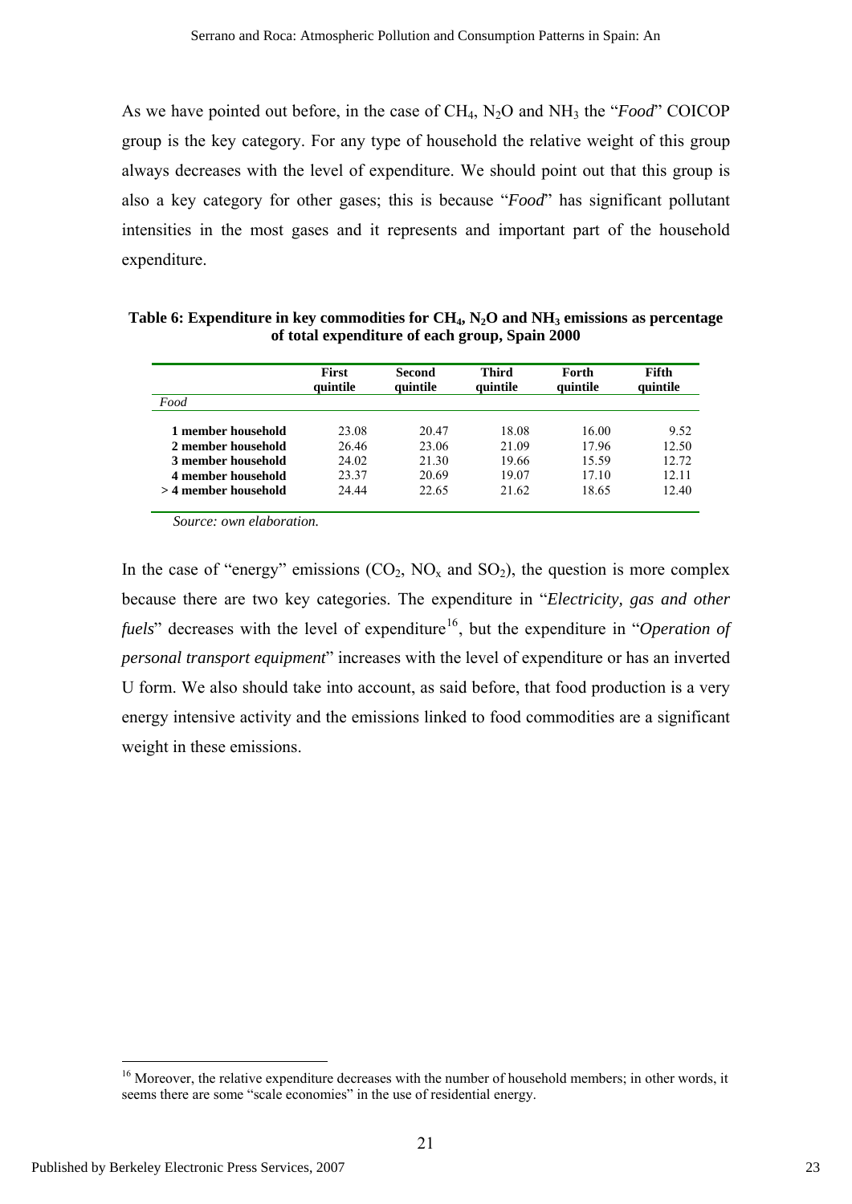As we have pointed out before, in the case of $CH_4$, $N_2O$ and $NH_3$ the "*Food*" COICOP group is the key category. For any type of household the relative weight of this group always decreases with the level of expenditure. We should point out that this group is also a key category for other gases; this is because "*Food*" has significant pollutant intensities in the most gases and it represents and important part of the household expenditure.

**Table 6: Expenditure in key commodities for $CH_4$, $N_2O$ and $NH_3$ emissions as percentage of total expenditure of each group, Spain 2000**

| | First quintile | Second quintile | Third quintile | Forth quintile | Fifth quintile |
|---|---|---|---|---|---|
| *Food* | | | | | |
| **1 member household** | 23.08 | 20.47 | 18.08 | 16.00 | 9.52 |
| **2 member household** | 26.46 | 23.06 | 21.09 | 17.96 | 12.50 |
| **3 member household** | 24.02 | 21.30 | 19.66 | 15.59 | 12.72 |
| **4 member household** | 23.37 | 20.69 | 19.07 | 17.10 | 12.11 |
| **> 4 member household** | 24.44 | 22.65 | 21.62 | 18.65 | 12.40 |

*Source: own elaboration.*

In the case of "energy" emissions ($CO_2$, $NO_x$ and $SO_2$), the question is more complex because there are two key categories. The expenditure in "*Electricity, gas and other fuels*" decreases with the level of expenditure[16], but the expenditure in "*Operation of personal transport equipment*" increases with the level of expenditure or has an inverted U form. We also should take into account, as said before, that food production is a very energy intensive activity and the emissions linked to food commodities are a significant weight in these emissions.

[16] Moreover, the relative expenditure decreases with the number of household members; in other words, it seems there are some "scale economies" in the use of residential energy.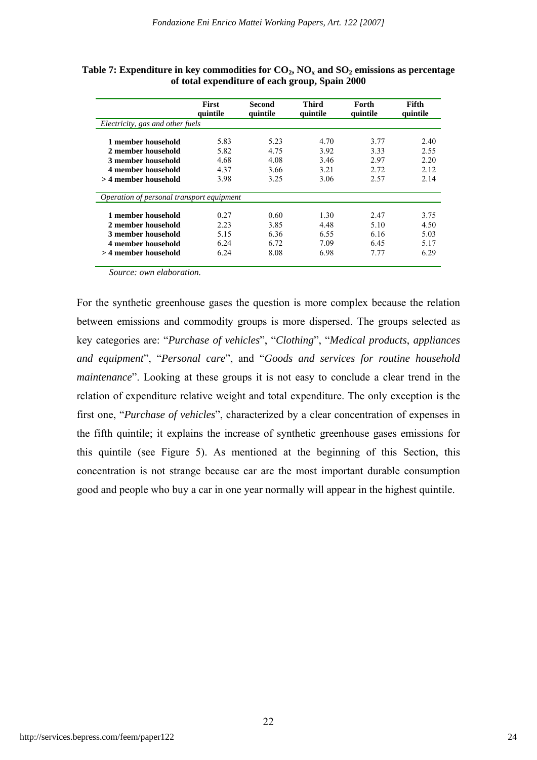**Table 7: Expenditure in key commodities for $CO_2$, $NO_x$ and $SO_2$ emissions as percentage of total expenditure of each group, Spain 2000**

| | First quintile | Second quintile | Third quintile | Forth quintile | Fifth quintile |
|---|---|---|---|---|---|
| *Electricity, gas and other fuels* | | | | | |
| **1 member household** | 5.83 | 5.23 | 4.70 | 3.77 | 2.40 |
| **2 member household** | 5.82 | 4.75 | 3.92 | 3.33 | 2.55 |
| **3 member household** | 4.68 | 4.08 | 3.46 | 2.97 | 2.20 |
| **4 member household** | 4.37 | 3.66 | 3.21 | 2.72 | 2.12 |
| **> 4 member household** | 3.98 | 3.25 | 3.06 | 2.57 | 2.14 |
| *Operation of personal transport equipment* | | | | | |
| **1 member household** | 0.27 | 0.60 | 1.30 | 2.47 | 3.75 |
| **2 member household** | 2.23 | 3.85 | 4.48 | 5.10 | 4.50 |
| **3 member household** | 5.15 | 6.36 | 6.55 | 6.16 | 5.03 |
| **4 member household** | 6.24 | 6.72 | 7.09 | 6.45 | 5.17 |
| **> 4 member household** | 6.24 | 8.08 | 6.98 | 7.77 | 6.29 |

*Source: own elaboration.*

For the synthetic greenhouse gases the question is more complex because the relation between emissions and commodity groups is more dispersed. The groups selected as key categories are: "*Purchase of vehicles*", "*Clothing*", "*Medical products*, *appliances and equipment*", "*Personal care*", and "*Goods and services for routine household maintenance*". Looking at these groups it is not easy to conclude a clear trend in the relation of expenditure relative weight and total expenditure. The only exception is the first one, "*Purchase of vehicles*", characterized by a clear concentration of expenses in the fifth quintile; it explains the increase of synthetic greenhouse gases emissions for this quintile (see Figure 5). As mentioned at the beginning of this Section, this concentration is not strange because car are the most important durable consumption good and people who buy a car in one year normally will appear in the highest quintile.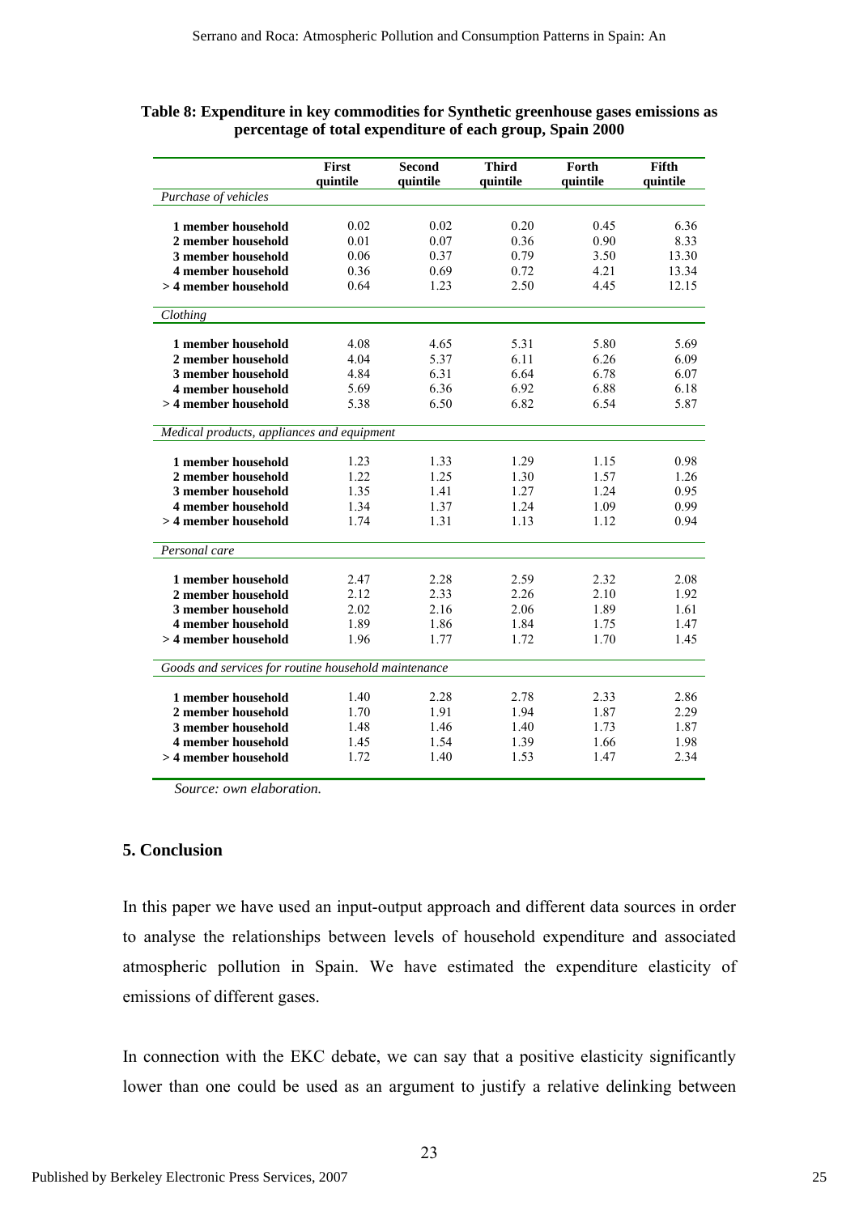**Table 8: Expenditure in key commodities for Synthetic greenhouse gases emissions as percentage of total expenditure of each group, Spain 2000**

| | First quintile | Second quintile | Third quintile | Forth quintile | Fifth quintile |
|---|---|---|---|---|---|
| *Purchase of vehicles* | | | | | |
| **1 member household** | 0.02 | 0.02 | 0.20 | 0.45 | 6.36 |
| **2 member household** | 0.01 | 0.07 | 0.36 | 0.90 | 8.33 |
| **3 member household** | 0.06 | 0.37 | 0.79 | 3.50 | 13.30 |
| **4 member household** | 0.36 | 0.69 | 0.72 | 4.21 | 13.34 |
| **> 4 member household** | 0.64 | 1.23 | 2.50 | 4.45 | 12.15 |
| *Clothing* | | | | | |
| **1 member household** | 4.08 | 4.65 | 5.31 | 5.80 | 5.69 |
| **2 member household** | 4.04 | 5.37 | 6.11 | 6.26 | 6.09 |
| **3 member household** | 4.84 | 6.31 | 6.64 | 6.78 | 6.07 |
| **4 member household** | 5.69 | 6.36 | 6.92 | 6.88 | 6.18 |
| **> 4 member household** | 5.38 | 6.50 | 6.82 | 6.54 | 5.87 |
| *Medical products, appliances and equipment* | | | | | |
| **1 member household** | 1.23 | 1.33 | 1.29 | 1.15 | 0.98 |
| **2 member household** | 1.22 | 1.25 | 1.30 | 1.57 | 1.26 |
| **3 member household** | 1.35 | 1.41 | 1.27 | 1.24 | 0.95 |
| **4 member household** | 1.34 | 1.37 | 1.24 | 1.09 | 0.99 |
| **> 4 member household** | 1.74 | 1.31 | 1.13 | 1.12 | 0.94 |
| *Personal care* | | | | | |
| **1 member household** | 2.47 | 2.28 | 2.59 | 2.32 | 2.08 |
| **2 member household** | 2.12 | 2.33 | 2.26 | 2.10 | 1.92 |
| **3 member household** | 2.02 | 2.16 | 2.06 | 1.89 | 1.61 |
| **4 member household** | 1.89 | 1.86 | 1.84 | 1.75 | 1.47 |
| **> 4 member household** | 1.96 | 1.77 | 1.72 | 1.70 | 1.45 |
| *Goods and services for routine household maintenance* | | | | | |
| **1 member household** | 1.40 | 2.28 | 2.78 | 2.33 | 2.86 |
| **2 member household** | 1.70 | 1.91 | 1.94 | 1.87 | 2.29 |
| **3 member household** | 1.48 | 1.46 | 1.40 | 1.73 | 1.87 |
| **4 member household** | 1.45 | 1.54 | 1.39 | 1.66 | 1.98 |
| **> 4 member household** | 1.72 | 1.40 | 1.53 | 1.47 | 2.34 |

*Source: own elaboration.*

## 5. Conclusion

In this paper we have used an input-output approach and different data sources in order to analyse the relationships between levels of household expenditure and associated atmospheric pollution in Spain. We have estimated the expenditure elasticity of emissions of different gases.

In connection with the EKC debate, we can say that a positive elasticity significantly lower than one could be used as an argument to justify a relative delinking between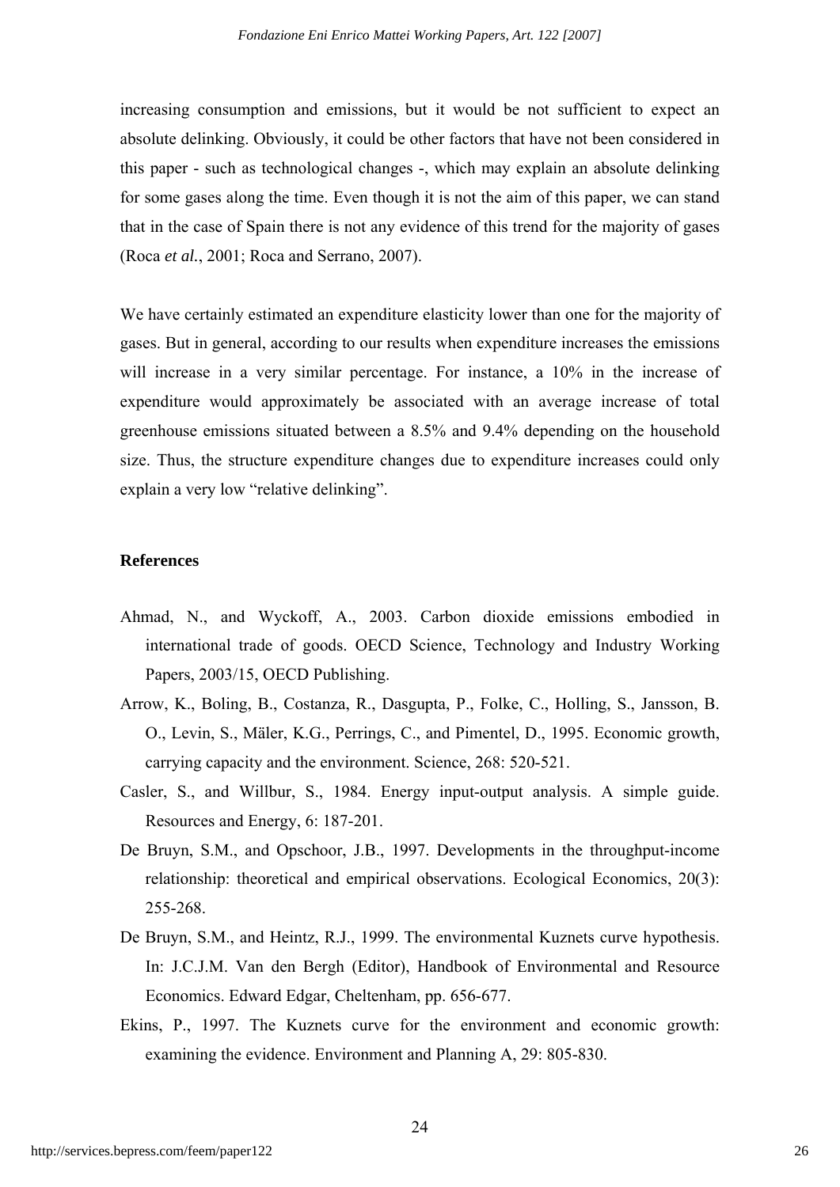increasing consumption and emissions, but it would be not sufficient to expect an absolute delinking. Obviously, it could be other factors that have not been considered in this paper - such as technological changes -, which may explain an absolute delinking for some gases along the time. Even though it is not the aim of this paper, we can stand that in the case of Spain there is not any evidence of this trend for the majority of gases (Roca *et al.*, 2001; Roca and Serrano, 2007).

We have certainly estimated an expenditure elasticity lower than one for the majority of gases. But in general, according to our results when expenditure increases the emissions will increase in a very similar percentage. For instance, a 10% in the increase of expenditure would approximately be associated with an average increase of total greenhouse emissions situated between a 8.5% and 9.4% depending on the household size. Thus, the structure expenditure changes due to expenditure increases could only explain a very low "relative delinking".

## References

Ahmad, N., and Wyckoff, A., 2003. Carbon dioxide emissions embodied in international trade of goods. OECD Science, Technology and Industry Working Papers, 2003/15, OECD Publishing.

Arrow, K., Boling, B., Costanza, R., Dasgupta, P., Folke, C., Holling, S., Jansson, B. O., Levin, S., Mäler, K.G., Perrings, C., and Pimentel, D., 1995. Economic growth, carrying capacity and the environment. Science, 268: 520-521.

Casler, S., and Willbur, S., 1984. Energy input-output analysis. A simple guide. Resources and Energy, 6: 187-201.

De Bruyn, S.M., and Opschoor, J.B., 1997. Developments in the throughput-income relationship: theoretical and empirical observations. Ecological Economics, 20(3): 255-268.

De Bruyn, S.M., and Heintz, R.J., 1999. The environmental Kuznets curve hypothesis. In: J.C.J.M. Van den Bergh (Editor), Handbook of Environmental and Resource Economics. Edward Edgar, Cheltenham, pp. 656-677.

Ekins, P., 1997. The Kuznets curve for the environment and economic growth: examining the evidence. Environment and Planning A, 29: 805-830.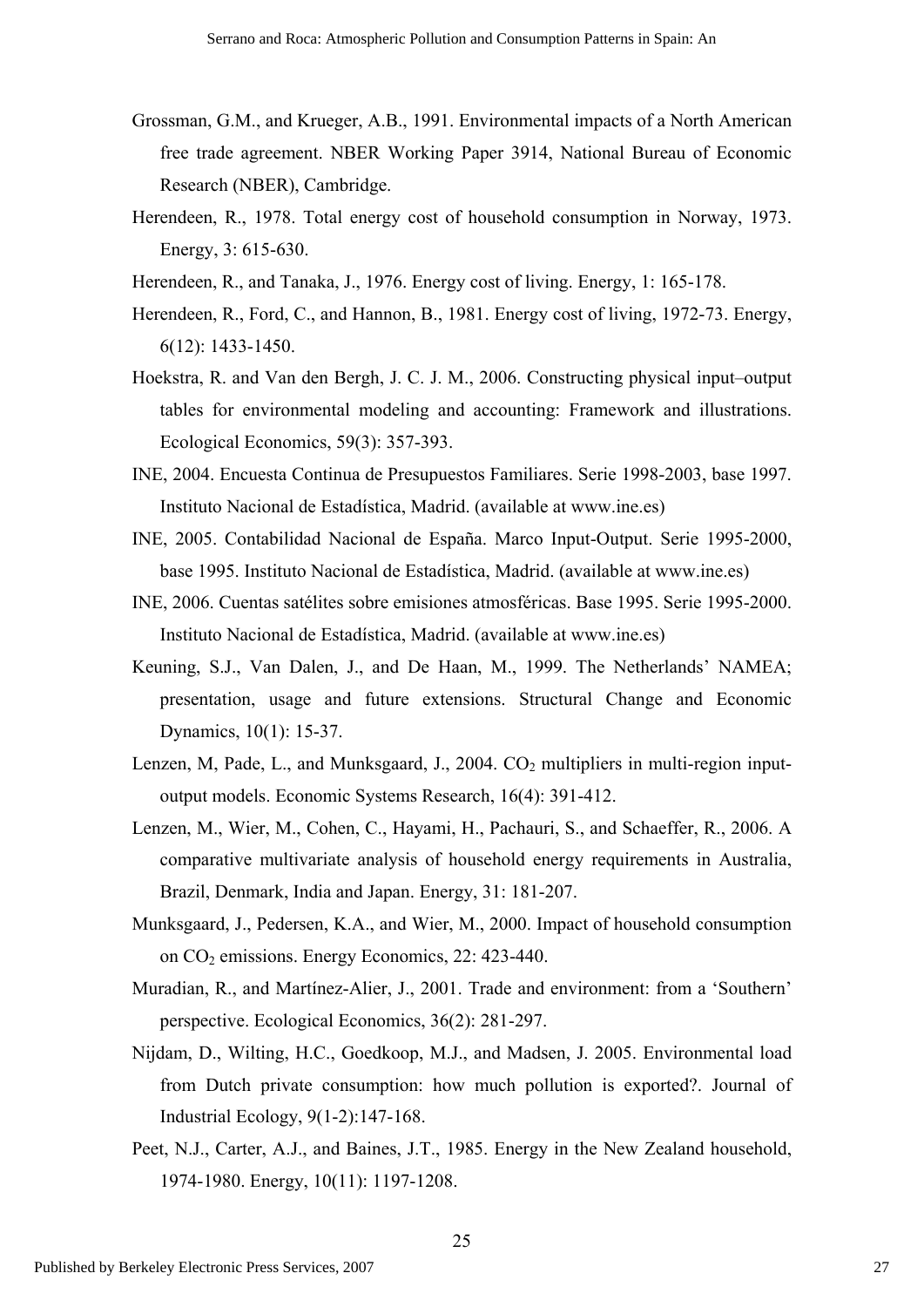Grossman, G.M., and Krueger, A.B., 1991. Environmental impacts of a North American free trade agreement. NBER Working Paper 3914, National Bureau of Economic Research (NBER), Cambridge.

Herendeen, R., 1978. Total energy cost of household consumption in Norway, 1973. Energy, 3: 615-630.

Herendeen, R., and Tanaka, J., 1976. Energy cost of living. Energy, 1: 165-178.

Herendeen, R., Ford, C., and Hannon, B., 1981. Energy cost of living, 1972-73. Energy, 6(12): 1433-1450.

Hoekstra, R. and Van den Bergh, J. C. J. M., 2006. Constructing physical input–output tables for environmental modeling and accounting: Framework and illustrations. Ecological Economics, 59(3): 357-393.

INE, 2004. Encuesta Continua de Presupuestos Familiares. Serie 1998-2003, base 1997. Instituto Nacional de Estadística, Madrid. (available at www.ine.es)

INE, 2005. Contabilidad Nacional de España. Marco Input-Output. Serie 1995-2000, base 1995. Instituto Nacional de Estadística, Madrid. (available at www.ine.es)

INE, 2006. Cuentas satélites sobre emisiones atmosféricas. Base 1995. Serie 1995-2000. Instituto Nacional de Estadística, Madrid. (available at www.ine.es)

Keuning, S.J., Van Dalen, J., and De Haan, M., 1999. The Netherlands' NAMEA; presentation, usage and future extensions. Structural Change and Economic Dynamics, 10(1): 15-37.

Lenzen, M, Pade, L., and Munksgaard, J., 2004. $CO_2$ multipliers in multi-region input-output models. Economic Systems Research, 16(4): 391-412.

Lenzen, M., Wier, M., Cohen, C., Hayami, H., Pachauri, S., and Schaeffer, R., 2006. A comparative multivariate analysis of household energy requirements in Australia, Brazil, Denmark, India and Japan. Energy, 31: 181-207.

Munksgaard, J., Pedersen, K.A., and Wier, M., 2000. Impact of household consumption on $CO_2$ emissions. Energy Economics, 22: 423-440.

Muradian, R., and Martínez-Alier, J., 2001. Trade and environment: from a 'Southern' perspective. Ecological Economics, 36(2): 281-297.

Nijdam, D., Wilting, H.C., Goedkoop, M.J., and Madsen, J. 2005. Environmental load from Dutch private consumption: how much pollution is exported?. Journal of Industrial Ecology, 9(1-2):147-168.

Peet, N.J., Carter, A.J., and Baines, J.T., 1985. Energy in the New Zealand household, 1974-1980. Energy, 10(11): 1197-1208.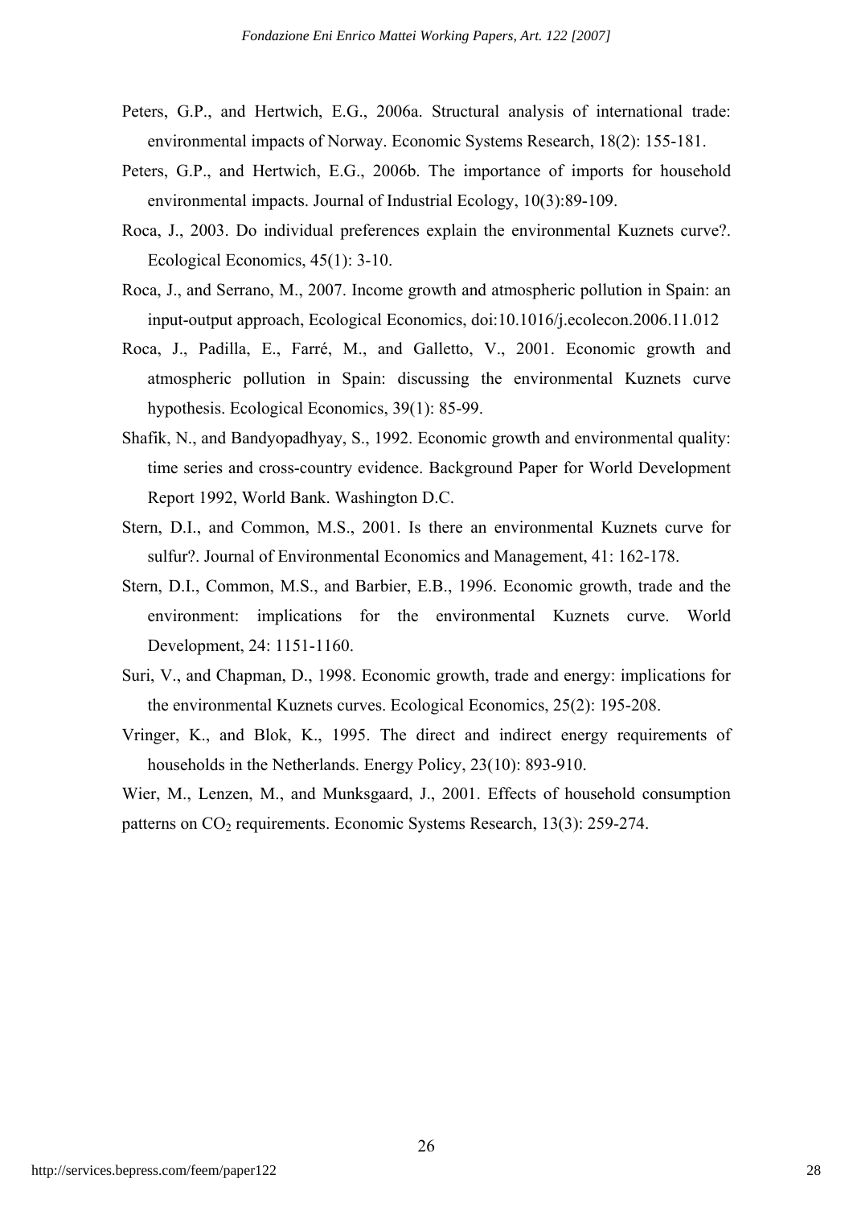Peters, G.P., and Hertwich, E.G., 2006a. Structural analysis of international trade: environmental impacts of Norway. Economic Systems Research, 18(2): 155-181.

Peters, G.P., and Hertwich, E.G., 2006b. The importance of imports for household environmental impacts. Journal of Industrial Ecology, 10(3):89-109.

Roca, J., 2003. Do individual preferences explain the environmental Kuznets curve?. Ecological Economics, 45(1): 3-10.

Roca, J., and Serrano, M., 2007. Income growth and atmospheric pollution in Spain: an input-output approach, Ecological Economics, doi:10.1016/j.ecolecon.2006.11.012

Roca, J., Padilla, E., Farré, M., and Galletto, V., 2001. Economic growth and atmospheric pollution in Spain: discussing the environmental Kuznets curve hypothesis. Ecological Economics, 39(1): 85-99.

Shafik, N., and Bandyopadhyay, S., 1992. Economic growth and environmental quality: time series and cross-country evidence. Background Paper for World Development Report 1992, World Bank. Washington D.C.

Stern, D.I., and Common, M.S., 2001. Is there an environmental Kuznets curve for sulfur?. Journal of Environmental Economics and Management, 41: 162-178.

Stern, D.I., Common, M.S., and Barbier, E.B., 1996. Economic growth, trade and the environment: implications for the environmental Kuznets curve. World Development, 24: 1151-1160.

Suri, V., and Chapman, D., 1998. Economic growth, trade and energy: implications for the environmental Kuznets curves. Ecological Economics, 25(2): 195-208.

Vringer, K., and Blok, K., 1995. The direct and indirect energy requirements of households in the Netherlands. Energy Policy, 23(10): 893-910.

Wier, M., Lenzen, M., and Munksgaard, J., 2001. Effects of household consumption patterns on $CO_2$ requirements. Economic Systems Research, 13(3): 259-274.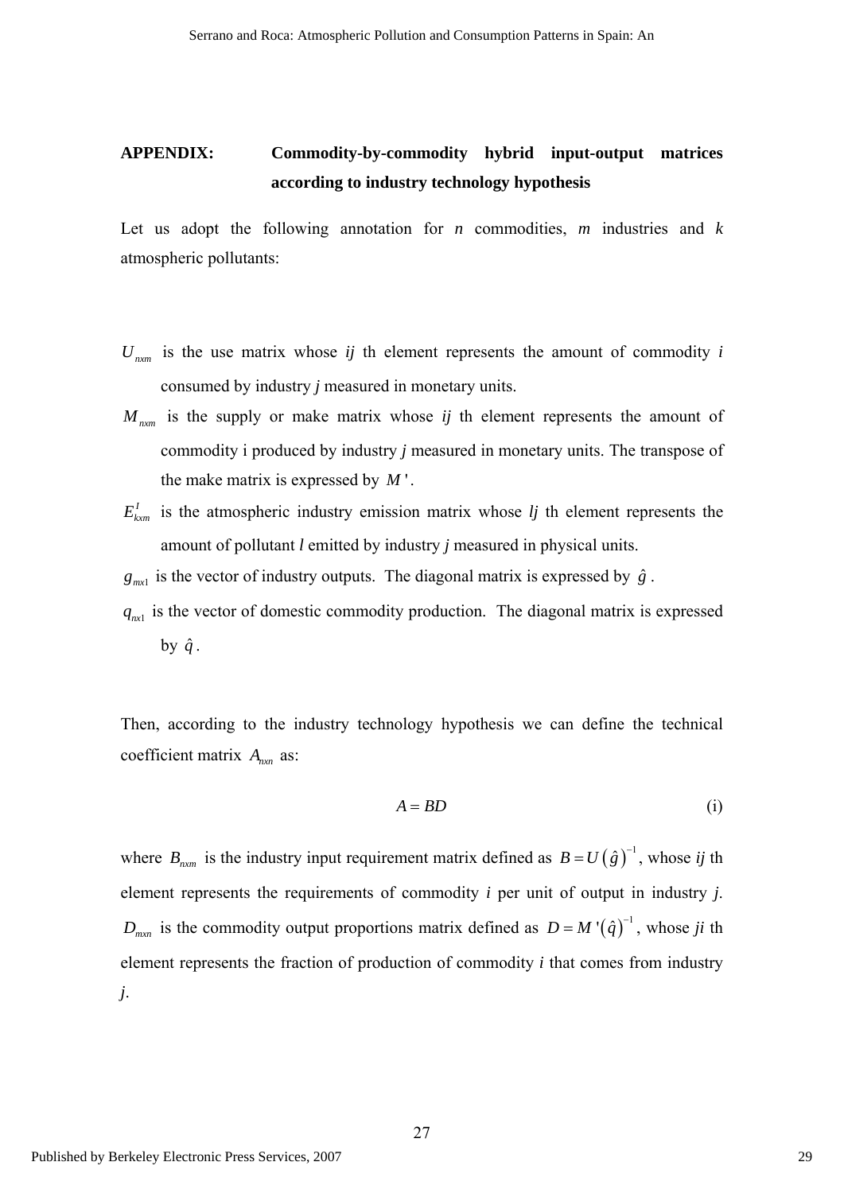## APPENDIX: Commodity-by-commodity hybrid input-output matrices according to industry technology hypothesis

Let us adopt the following annotation for *n* commodities, *m* industries and *k* atmospheric pollutants:

$U_{nxm}$ is the use matrix whose *ij* th element represents the amount of commodity *i* consumed by industry *j* measured in monetary units.

$M_{nxm}$ is the supply or make matrix whose *ij* th element represents the amount of commodity i produced by industry *j* measured in monetary units. The transpose of the make matrix is expressed by $M'$.

$E^{I}_{kxm}$ is the atmospheric industry emission matrix whose *lj* th element represents the amount of pollutant *l* emitted by industry *j* measured in physical units.

$g_{mx1}$ is the vector of industry outputs. The diagonal matrix is expressed by $\hat{g}$.

$q_{nx1}$ is the vector of domestic commodity production. The diagonal matrix is expressed by $\hat{q}$.

Then, according to the industry technology hypothesis we can define the technical coefficient matrix $A_{nxn}$ as:

$$A = BD \tag{i}$$

where $B_{nxm}$ is the industry input requirement matrix defined as $B = U\left(\hat{g}\right)^{-1}$, whose *ij* th element represents the requirements of commodity *i* per unit of output in industry *j*. $D_{mxn}$ is the commodity output proportions matrix defined as $D = M'\left(\hat{q}\right)^{-1}$, whose *ji* th element represents the fraction of production of commodity *i* that comes from industry *j*.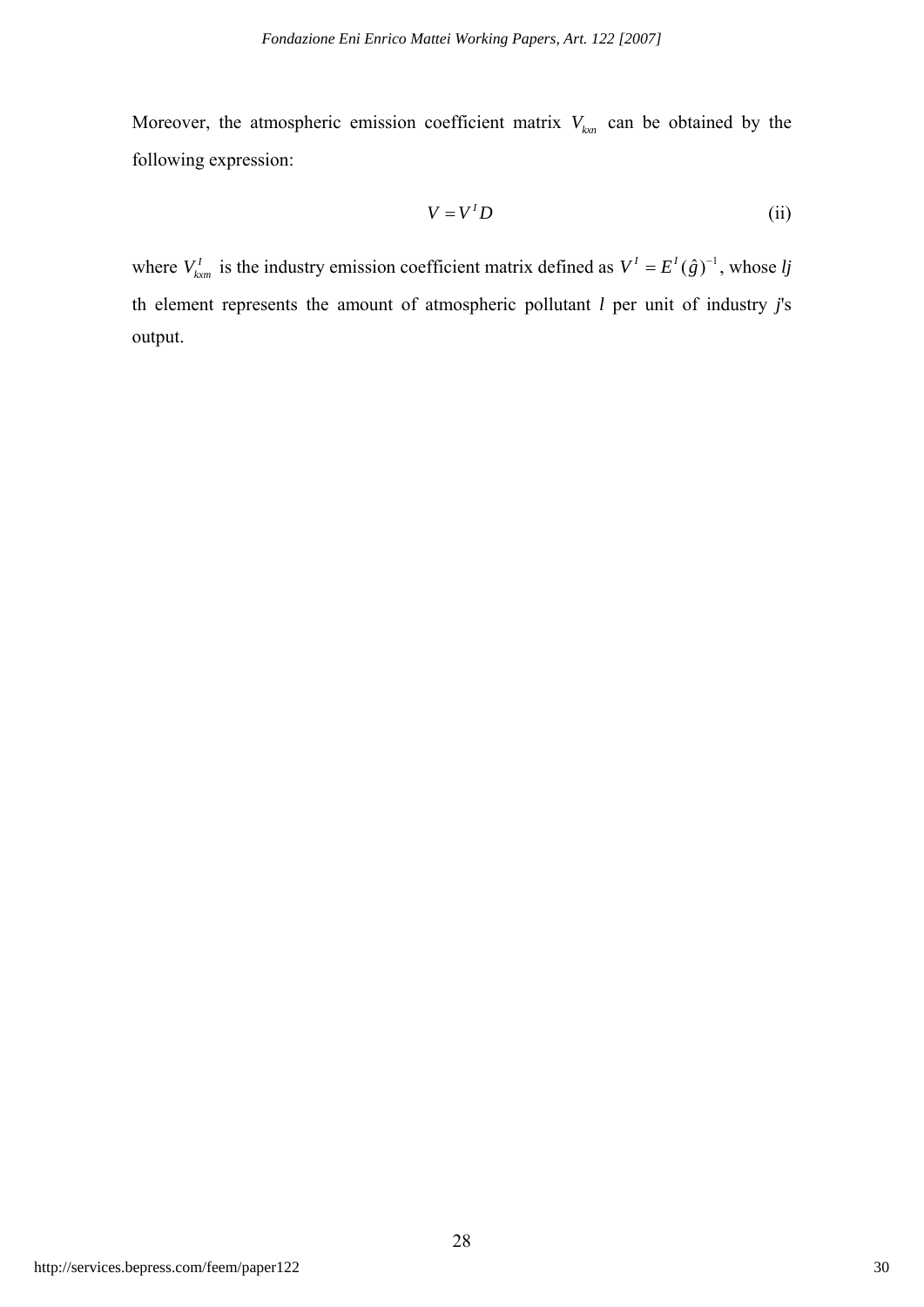Moreover, the atmospheric emission coefficient matrix $V_{kxn}$ can be obtained by the following expression:

$$V = V^{I} D \tag{ii}$$

where $V^{I}_{kxm}$ is the industry emission coefficient matrix defined as $V^{I} = E^{I} (\hat{g})^{-1}$, whose *lj* th element represents the amount of atmospheric pollutant *l* per unit of industry *j*'s output.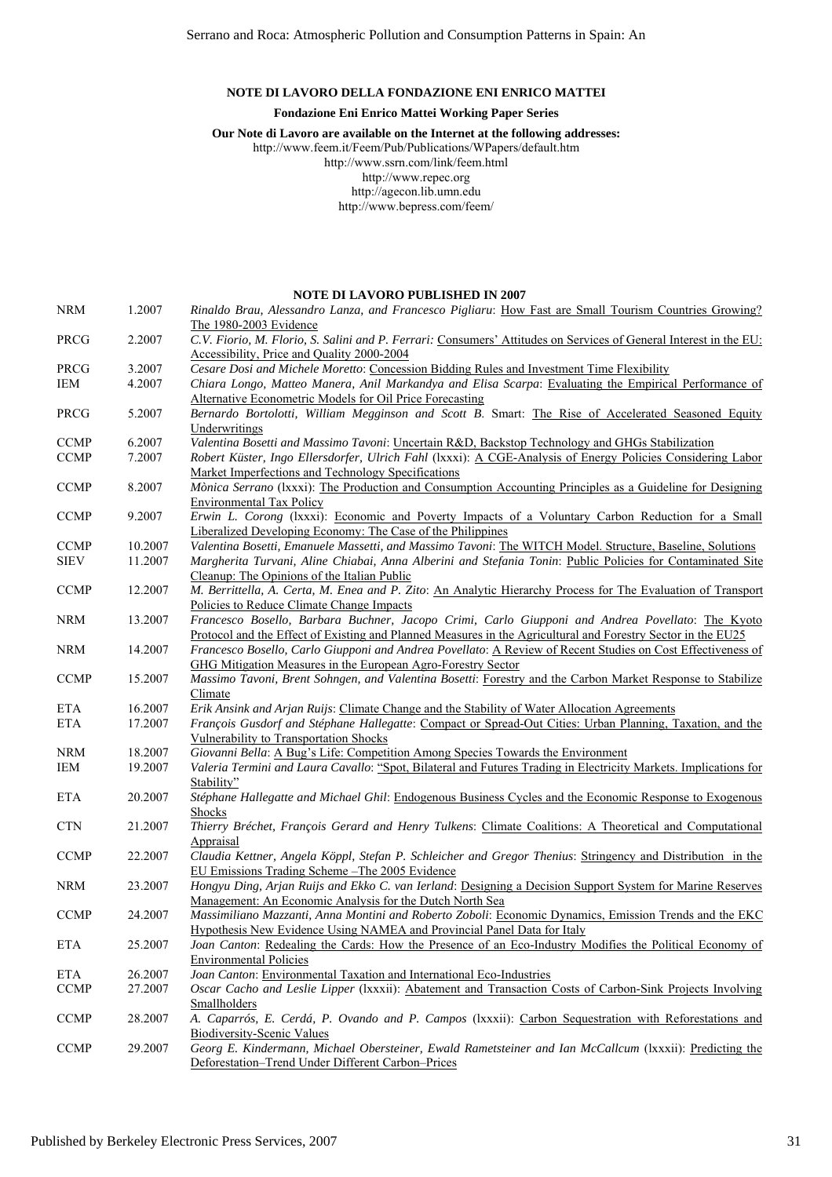**NOTE DI LAVORO DELLA FONDAZIONE ENI ENRICO MATTEI**

**Fondazione Eni Enrico Mattei Working Paper Series**

**Our Note di Lavoro are available on the Internet at the following addresses:**

http://www.feem.it/Feem/Pub/Publications/WPapers/default.htm
http://www.ssrn.com/link/feem.html
http://www.repec.org
http://agecon.lib.umn.edu
http://www.bepress.com/feem/

**NOTE DI LAVORO PUBLISHED IN 2007**

| | | |
|---|---|---|
| NRM | 1.2007 | *Rinaldo Brau, Alessandro Lanza, and Francesco Pigliaru*: How Fast are Small Tourism Countries Growying? The 1980-2003 Evidence |
| PRCG | 2.2007 | *C.V. Fiorio, M. Florio, S. Salini and P. Ferrari:* Consumers' Attitudes on Services of General Interest in the EU: Accessibility, Price and Quality 2000-2004 |
| PRCG | 3.2007 | *Cesare Dosi and Michele Moretto*: Concession Bidding Rules and Investment Time Flexibility |
| IEM | 4.2007 | *Chiara Longo, Matteo Manera, Anil Markandya and Elisa Scarpa*: Evaluating the Empirical Performance of Alternative Econometric Models for Oil Price Forecasting |
| PRCG | 5.2007 | *Bernardo Bortolotti, William Megginson and Scott B.* Smart: The Rise of Accelerated Seasoned Equity Underwritings |
| CCMP | 6.2007 | *Valentina Bosetti and Massimo Tavoni*: Uncertain R&D, Backstop Technology and GHGs Stabilization |
| CCMP | 7.2007 | *Robert Küster, Ingo Ellersdorfer, Ulrich Fahl* (lxxxi): A CGE-Analysis of Energy Policies Considering Labor Market Imperfections and Technology Specifications |
| CCMP | 8.2007 | *Mònica Serrano* (lxxxi): The Production and Consumption Accounting Principles as a Guideline for Designing Environmental Tax Policy |
| CCMP | 9.2007 | *Erwin L. Corong* (lxxxi): Economic and Poverty Impacts of a Voluntary Carbon Reduction for a Small Liberalized Developing Economy: The Case of the Philippines |
| CCMP | 10.2007 | *Valentina Bosetti, Emanuele Massetti, and Massimo Tavoni*: The WITCH Model. Structure, Baseline, Solutions |
| SIEV | 11.2007 | *Margherita Turvani, Aline Chiabai, Anna Alberini and Stefania Tonin*: Public Policies for Contaminated Site Cleanup: The Opinions of the Italian Public |
| CCMP | 12.2007 | *M. Berrittella, A. Certa, M. Enea and P. Zito*: An Analytic Hierarchy Process for The Evaluation of Transport Policies to Reduce Climate Change Impacts |
| NRM | 13.2007 | *Francesco Bosello, Barbara Buchner, Jacopo Crimi, Carlo Giupponi and Andrea Povellato*: The Kyoto Protocol and the Effect of Existing and Planned Measures in the Agricultural and Forestry Sector in the EU25 |
| NRM | 14.2007 | *Francesco Bosello, Carlo Giupponi and Andrea Povellato*: A Review of Recent Studies on Cost Effectiveness of GHG Mitigation Measures in the European Agro-Forestry Sector |
| CCMP | 15.2007 | *Massimo Tavoni, Brent Sohngen, and Valentina Bosetti*: Forestry and the Carbon Market Response to Stabilize Climate |
| ETA | 16.2007 | *Erik Ansink and Arjan Ruijs*: Climate Change and the Stability of Water Allocation Agreements |
| ETA | 17.2007 | *François Gusdorf and Stéphane Hallegatte*: Compact or Spread-Out Cities: Urban Planning, Taxation, and the Vulnerability to Transportation Shocks |
| NRM | 18.2007 | *Giovanni Bella*: A Bug's Life: Competition Among Species Towards the Environment |
| IEM | 19.2007 | *Valeria Termini and Laura Cavallo*: "Spot, Bilateral and Futures Trading in Electricity Markets. Implications for Stability" |
| ETA | 20.2007 | *Stéphane Hallegatte and Michael Ghil*: Endogenous Business Cycles and the Economic Response to Exogenous Shocks |
| CTN | 21.2007 | *Thierry Bréchet, François Gerard and Henry Tulkens*: Climate Coalitions: A Theoretical and Computational Appraisal |
| CCMP | 22.2007 | *Claudia Kettner, Angela Köppl, Stefan P. Schleicher and Gregor Thenius*: Stringency and Distribution in the EU Emissions Trading Scheme –The 2005 Evidence |
| NRM | 23.2007 | *Hongyu Ding, Arjan Ruijs and Ekko C. van Ierland*: Designing a Decision Support System for Marine Reserves Management: An Economic Analysis for the Dutch North Sea |
| CCMP | 24.2007 | *Massimiliano Mazzanti, Anna Montini and Roberto Zoboli*: Economic Dynamics, Emission Trends and the EKC Hypothesis New Evidence Using NAMEA and Provincial Panel Data for Italy |
| ETA | 25.2007 | *Joan Canton*: Redealing the Cards: How the Presence of an Eco-Industry Modifies the Political Economy of Environmental Policies |
| ETA | 26.2007 | *Joan Canton*: Environmental Taxation and International Eco-Industries |
| CCMP | 27.2007 | *Oscar Cacho and Leslie Lipper* (lxxxii): Abatement and Transaction Costs of Carbon-Sink Projects Involving Smallholders |
| CCMP | 28.2007 | *A. Caparrós, E. Cerdá, P. Ovando and P. Campos* (lxxxii): Carbon Sequestration with Reforestations and Biodiversity-Scenic Values |
| CCMP | 29.2007 | *Georg E. Kindermann, Michael Obersteiner, Ewald Rametsteiner and Ian McCallcum* (lxxxii): Predicting the Deforestation–Trend Under Different Carbon–Prices |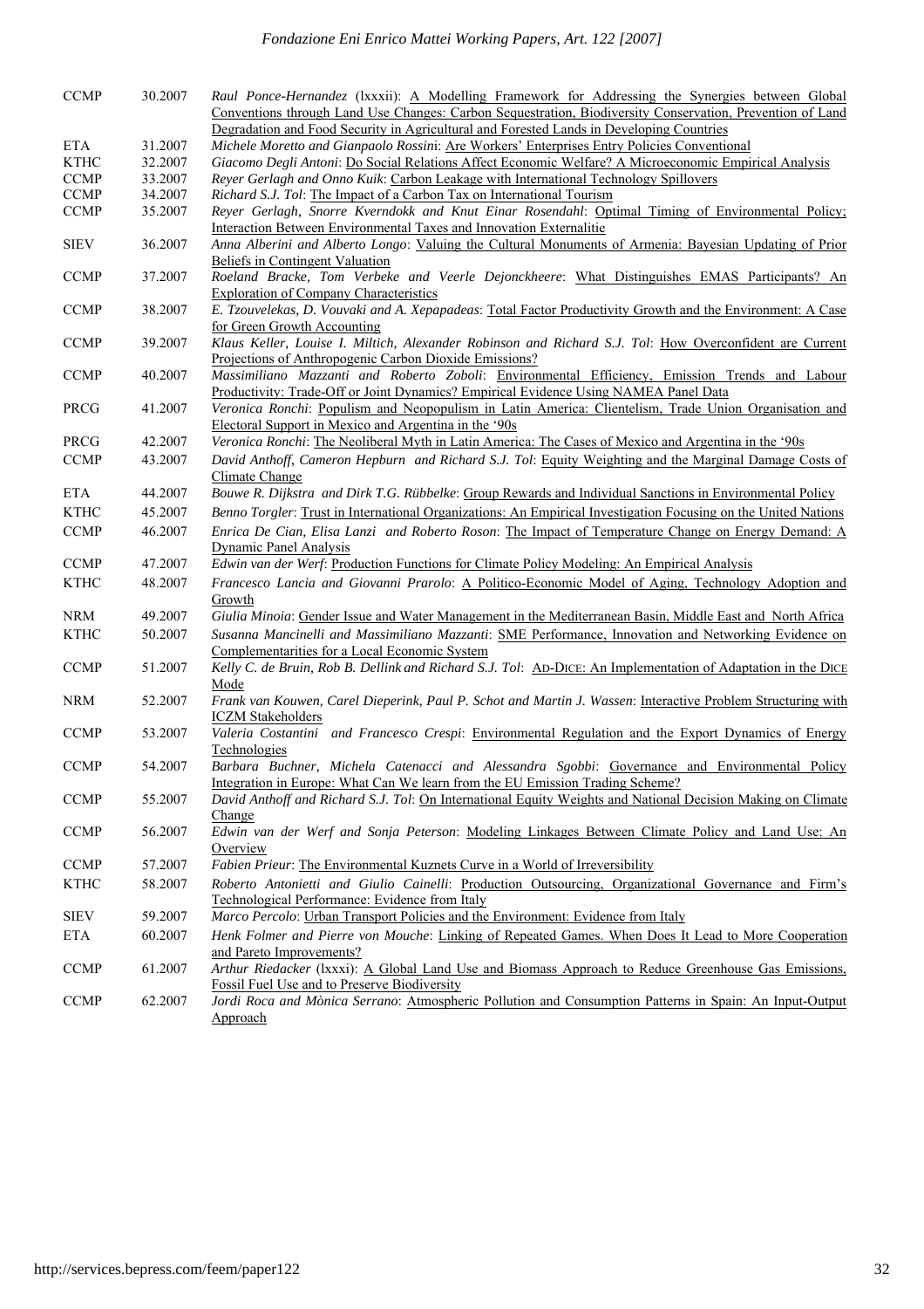| | | |
|---|---|---|
| CCMP | 30.2007 | *Raul Ponce-Hernandez* (lxxxii): A Modelling Framework for Addressing the Synergies between Global Conventions through Land Use Changes: Carbon Sequestration, Biodiversity Conservation, Prevention of Land Degradation and Food Security in Agricultural and Forested Lands in Developing Countries |
| ETA | 31.2007 | *Michele Moretto and Gianpaolo Rossini*: Are Workers' Enterprises Entry Policies Conventional |
| KTHC | 32.2007 | *Giacomo Degli Antoni*: Do Social Relations Affect Economic Welfare? A Microeconomic Empirical Analysis |
| CCMP | 33.2007 | *Reyer Gerlagh and Onno Kuik*: Carbon Leakage with International Technology Spillovers |
| CCMP | 34.2007 | *Richard S.J. Tol*: The Impact of a Carbon Tax on International Tourism |
| CCMP | 35.2007 | *Reyer Gerlagh, Snorre Kverndokk and Knut Einar Rosendahl*: Optimal Timing of Environmental Policy; Interaction Between Environmental Taxes and Innovation Externalitie |
| SIEV | 36.2007 | *Anna Alberini and Alberto Longo*: Valuing the Cultural Monuments of Armenia: Bayesian Updating of Prior Beliefs in Contingent Valuation |
| CCMP | 37.2007 | *Roeland Bracke, Tom Verbeke and Veerle Dejonckheere*: What Distinguishes EMAS Participants? An Exploration of Company Characteristics |
| CCMP | 38.2007 | *E. Tzouvelekas, D. Vouvaki and A. Xepapadeas*: Total Factor Productivity Growth and the Environment: A Case for Green Growth Accounting |
| CCMP | 39.2007 | *Klaus Keller, Louise I. Miltich, Alexander Robinson and Richard S.J. Tol*: How Overconfident are Current Projections of Anthropogenic Carbon Dioxide Emissions? |
| CCMP | 40.2007 | *Massimiliano Mazzanti and Roberto Zoboli*: Environmental Efficiency, Emission Trends and Labour Productivity: Trade-Off or Joint Dynamics? Empirical Evidence Using NAMEA Panel Data |
| PRCG | 41.2007 | *Veronica Ronchi*: Populism and Neopopulism in Latin America: Clientelism, Trade Union Organisation and Electoral Support in Mexico and Argentina in the '90s |
| PRCG | 42.2007 | *Veronica Ronchi*: The Neoliberal Myth in Latin America: The Cases of Mexico and Argentina in the '90s |
| CCMP | 43.2007 | *David Anthoff, Cameron Hepburn and Richard S.J. Tol*: Equity Weighting and the Marginal Damage Costs of Climate Change |
| ETA | 44.2007 | *Bouwe R. Dijkstra and Dirk T.G. Rübbelke*: Group Rewards and Individual Sanctions in Environmental Policy |
| KTHC | 45.2007 | *Benno Torgler*: Trust in International Organizations: An Empirical Investigation Focusing on the United Nations |
| CCMP | 46.2007 | *Enrica De Cian, Elisa Lanzi and Roberto Roson*: The Impact of Temperature Change on Energy Demand: A Dynamic Panel Analysis |
| CCMP | 47.2007 | *Edwin van der Werf*: Production Functions for Climate Policy Modeling: An Empirical Analysis |
| KTHC | 48.2007 | *Francesco Lancia and Giovanni Prarolo*: A Politico-Economic Model of Aging, Technology Adoption and Growth |
| NRM | 49.2007 | *Giulia Minoia*: Gender Issue and Water Management in the Mediterranean Basin, Middle East and North Africa |
| KTHC | 50.2007 | *Susanna Mancinelli and Massimiliano Mazzanti*: SME Performance, Innovation and Networking Evidence on Complementarities for a Local Economic System |
| CCMP | 51.2007 | *Kelly C. de Bruin, Rob B. Dellink and Richard S.J. Tol*: AD-DICE: An Implementation of Adaptation in the DICE Mode |
| NRM | 52.2007 | *Frank van Kouwen, Carel Dieperink, Paul P. Schot and Martin J. Wassen*: Interactive Problem Structuring with ICZM Stakeholders |
| CCMP | 53.2007 | *Valeria Costantini and Francesco Crespi*: Environmental Regulation and the Export Dynamics of Energy Technologies |
| CCMP | 54.2007 | *Barbara Buchner, Michela Catenacci and Alessandra Sgobbi*: Governance and Environmental Policy Integration in Europe: What Can We learn from the EU Emission Trading Scheme? |
| CCMP | 55.2007 | *David Anthoff and Richard S.J. Tol*: On International Equity Weights and National Decision Making on Climate Change |
| CCMP | 56.2007 | *Edwin van der Werf and Sonja Peterson*: Modeling Linkages Between Climate Policy and Land Use: An Overview |
| CCMP | 57.2007 | *Fabien Prieur*: The Environmental Kuznets Curve in a World of Irreversibility |
| KTHC | 58.2007 | *Roberto Antonietti and Giulio Cainelli*: Production Outsourcing, Organizational Governance and Firm's Technological Performance: Evidence from Italy |
| SIEV | 59.2007 | *Marco Percolo*: Urban Transport Policies and the Environment: Evidence from Italy |
| ETA | 60.2007 | *Henk Folmer and Pierre von Mouche*: Linking of Repeated Games. When Does It Lead to More Cooperation and Pareto Improvements? |
| CCMP | 61.2007 | *Arthur Riedacker* (lxxxi): A Global Land Use and Biomass Approach to Reduce Greenhouse Gas Emissions, Fossil Fuel Use and to Preserve Biodiversity |
| CCMP | 62.2007 | *Jordi Roca and Mònica Serrano*: Atmospheric Pollution and Consumption Patterns in Spain: An Input-Output Approach |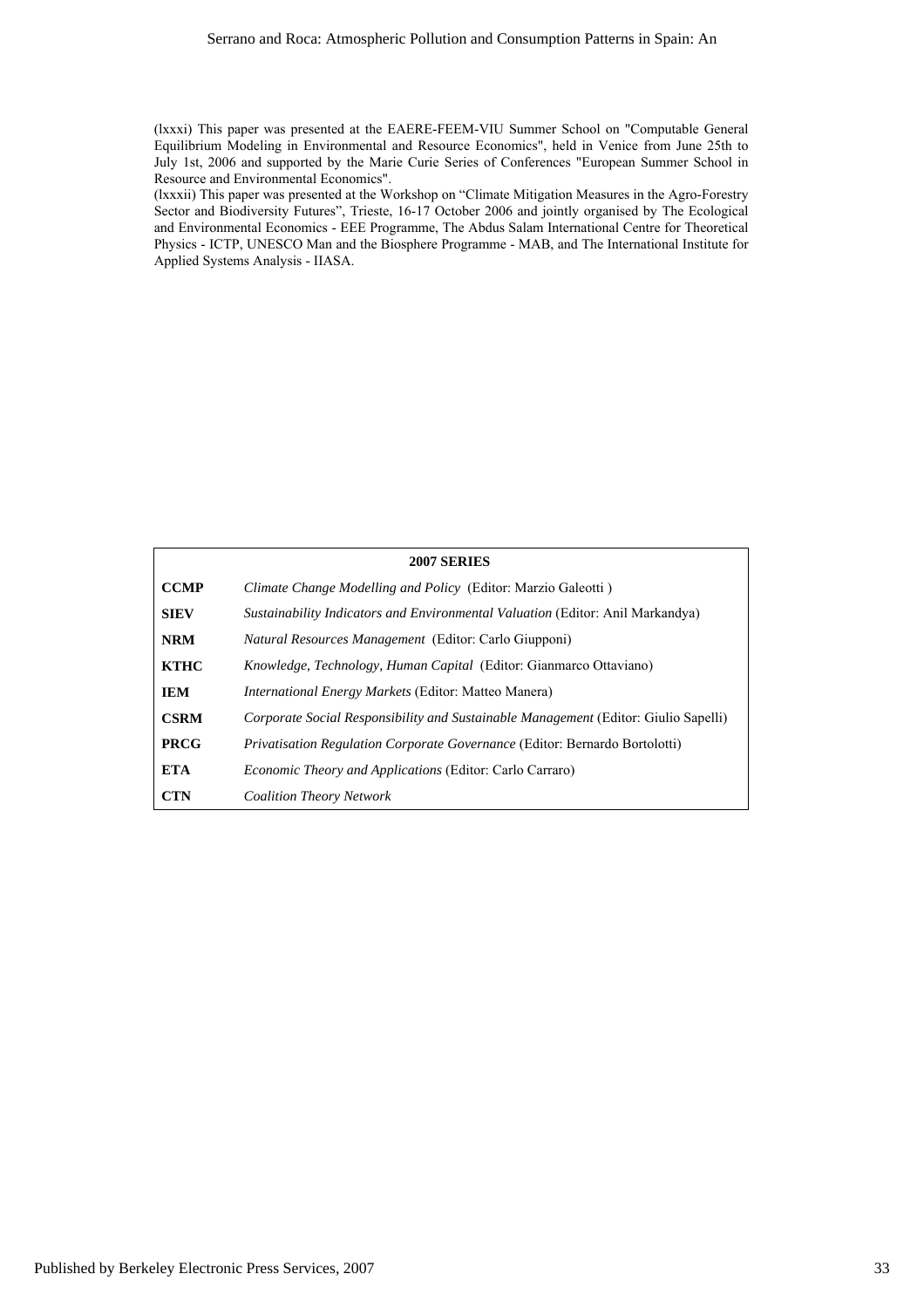(lxxxi) This paper was presented at the EAERE-FEEM-VIU Summer School on "Computable General Equilibrium Modeling in Environmental and Resource Economics", held in Venice from June 25th to July 1st, 2006 and supported by the Marie Curie Series of Conferences "European Summer School in Resource and Environmental Economics".

(lxxxii) This paper was presented at the Workshop on "Climate Mitigation Measures in the Agro-Forestry Sector and Biodiversity Futures", Trieste, 16-17 October 2006 and jointly organised by The Ecological and Environmental Economics - EEE Programme, The Abdus Salam International Centre for Theoretical Physics - ICTP, UNESCO Man and the Biosphere Programme - MAB, and The International Institute for Applied Systems Analysis - IIASA.

| **2007 SERIES** | |
|---|---|
| **CCMP** | *Climate Change Modelling and Policy* (Editor: Marzio Galeotti ) |
| **SIEV** | *Sustainability Indicators and Environmental Valuation* (Editor: Anil Markandya) |
| **NRM** | *Natural Resources Management* (Editor: Carlo Giupponi) |
| **KTHC** | *Knowledge, Technology, Human Capital* (Editor: Gianmarco Ottaviano) |
| **IEM** | *International Energy Markets* (Editor: Matteo Manera) |
| **CSRM** | *Corporate Social Responsibility and Sustainable Management* (Editor: Giulio Sapelli) |
| **PRCG** | *Privatisation Regulation Corporate Governance* (Editor: Bernardo Bortolotti) |
| **ETA** | *Economic Theory and Applications* (Editor: Carlo Carraro) |
| **CTN** | *Coalition Theory Network* |